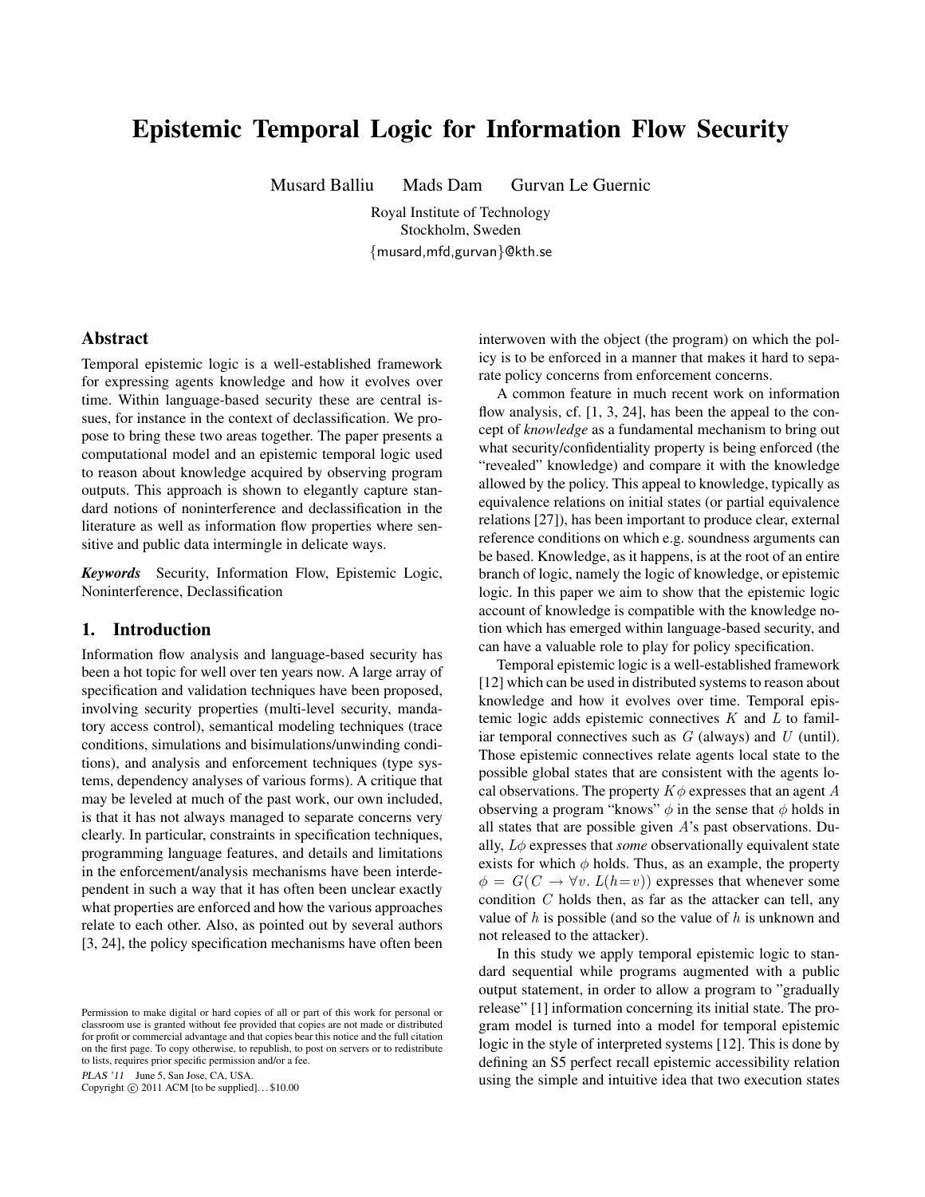# Epistemic Temporal Logic for Information Flow Security

Musard Balliu Mads Dam Gurvan Le Guernic

Royal Institute of Technology
Stockholm, Sweden
{musard,mfd,gurvan}@kth.se

## Abstract

Temporal epistemic logic is a well-established framework for expressing agents knowledge and how it evolves over time. Within language-based security these are central issues, for instance in the context of declassification. We propose to bring these two areas together. The paper presents a computational model and an epistemic temporal logic used to reason about knowledge acquired by observing program outputs. This approach is shown to elegantly capture standard notions of noninterference and declassification in the literature as well as information flow properties where sensitive and public data intermingle in delicate ways.

***Keywords*** Security, Information Flow, Epistemic Logic, Noninterference, Declassification

## 1. Introduction

Information flow analysis and language-based security has been a hot topic for well over ten years now. A large array of specification and validation techniques have been proposed, involving security properties (multi-level security, mandatory access control), semantical modeling techniques (trace conditions, simulations and bisimulations/unwinding conditions), and analysis and enforcement techniques (type systems, dependency analyses of various forms). A critique that may be leveled at much of the past work, our own included, is that it has not always managed to separate concerns very clearly. In particular, constraints in specification techniques, programming language features, and details and limitations in the enforcement/analysis mechanisms have been interdependent in such a way that it has often been unclear exactly what properties are enforced and how the various approaches relate to each other. Also, as pointed out by several authors [3, 24], the policy specification mechanisms have often been interwoven with the object (the program) on which the policy is to be enforced in a manner that makes it hard to separate policy concerns from enforcement concerns.

A common feature in much recent work on information flow analysis, cf. [1, 3, 24], has been the appeal to the concept of *knowledge* as a fundamental mechanism to bring out what security/confidentiality property is being enforced (the "revealed" knowledge) and compare it with the knowledge allowed by the policy. This appeal to knowledge, typically as equivalence relations on initial states (or partial equivalence relations [27]), has been important to produce clear, external reference conditions on which e.g. soundness arguments can be based. Knowledge, as it happens, is at the root of an entire branch of logic, namely the logic of knowledge, or epistemic logic. In this paper we aim to show that the epistemic logic account of knowledge is compatible with the knowledge notion which has emerged within language-based security, and can have a valuable role to play for policy specification.

Temporal epistemic logic is a well-established framework [12] which can be used in distributed systems to reason about knowledge and how it evolves over time. Temporal epistemic logic adds epistemic connectives $K$ and $L$ to familiar temporal connectives such as $G$ (always) and $U$ (until). Those epistemic connectives relate agents local state to the possible global states that are consistent with the agents local observations. The property $K\phi$ expresses that an agent $A$ observing a program "knows" $\phi$ in the sense that $\phi$ holds in all states that are possible given $A$'s past observations. Dually, $L\phi$ expresses that *some* observationally equivalent state exists for which $\phi$ holds. Thus, as an example, the property $\phi = G(C \rightarrow \forall v.\ L(h{=}v))$ expresses that whenever some condition $C$ holds then, as far as the attacker can tell, any value of $h$ is possible (and so the value of $h$ is unknown and not released to the attacker).

In this study we apply temporal epistemic logic to standard sequential while programs augmented with a public output statement, in order to allow a program to "gradually release" [1] information concerning its initial state. The program model is turned into a model for temporal epistemic logic in the style of interpreted systems [12]. This is done by defining an S5 perfect recall epistemic accessibility relation using the simple and intuitive idea that two execution states

Permission to make digital or hard copies of all or part of this work for personal or classroom use is granted without fee provided that copies are not made or distributed for profit or commercial advantage and that copies bear this notice and the full citation on the first page. To copy otherwise, to republish, to post on servers or to redistribute to lists, requires prior specific permission and/or a fee.

*PLAS '11* June 5, San Jose, CA, USA.
Copyright © 2011 ACM [to be supplied]...$10.00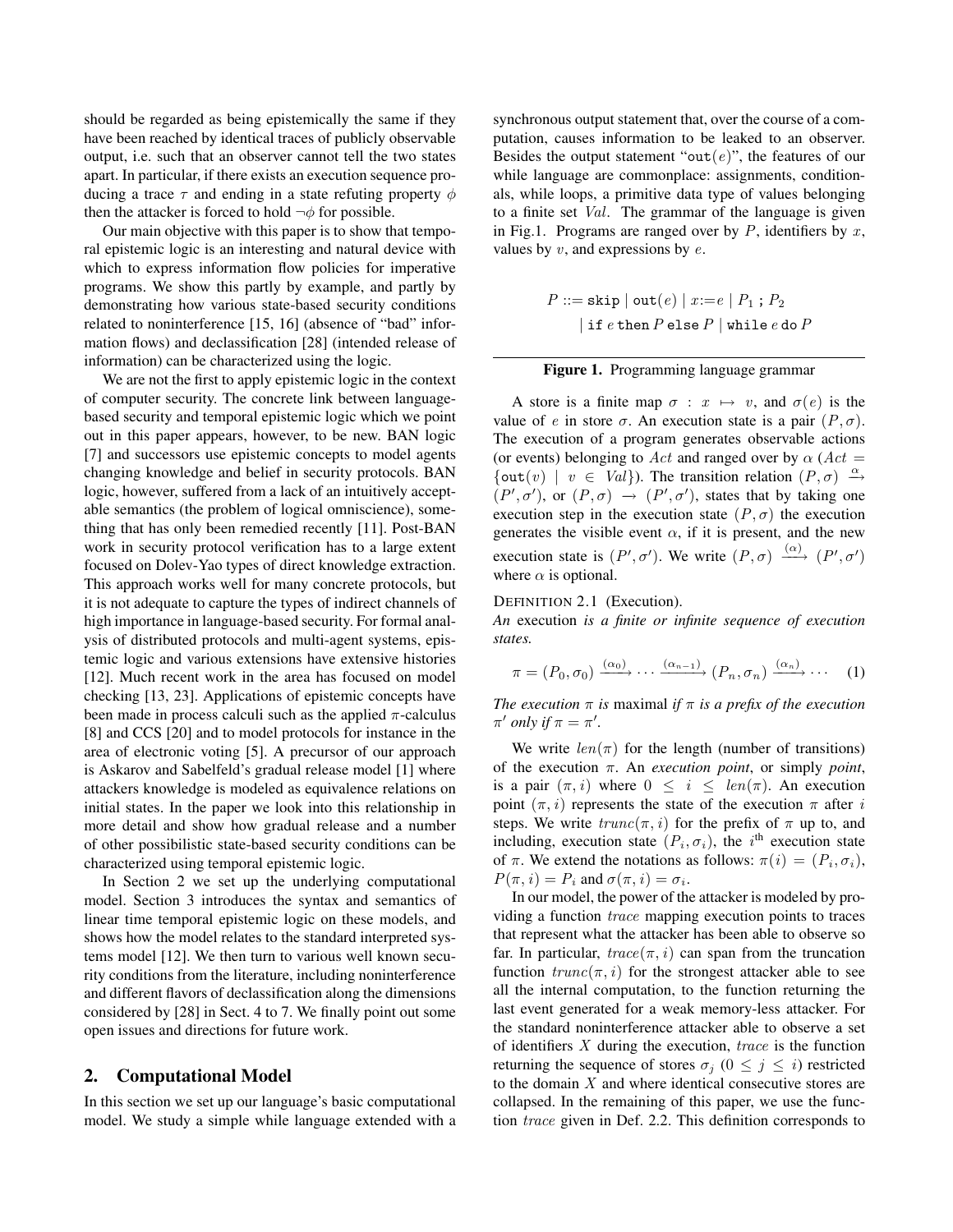should be regarded as being epistemically the same if they have been reached by identical traces of publicly observable output, i.e. such that an observer cannot tell the two states apart. In particular, if there exists an execution sequence producing a trace $\tau$ and ending in a state refuting property $\phi$ then the attacker is forced to hold $\neg\phi$ for possible.

Our main objective with this paper is to show that temporal epistemic logic is an interesting and natural device with which to express information flow policies for imperative programs. We show this partly by example, and partly by demonstrating how various state-based security conditions related to noninterference [15, 16] (absence of "bad" information flows) and declassification [28] (intended release of information) can be characterized using the logic.

We are not the first to apply epistemic logic in the context of computer security. The concrete link between language-based security and temporal epistemic logic which we point out in this paper appears, however, to be new. BAN logic [7] and successors use epistemic concepts to model agents changing knowledge and belief in security protocols. BAN logic, however, suffered from a lack of an intuitively acceptable semantics (the problem of logical omniscience), something that has only been remedied recently [11]. Post-BAN work in security protocol verification has to a large extent focused on Dolev-Yao types of direct knowledge extraction. This approach works well for many concrete protocols, but it is not adequate to capture the types of indirect channels of high importance in language-based security. For formal analysis of distributed protocols and multi-agent systems, epistemic logic and various extensions have extensive histories [12]. Much recent work in the area has focused on model checking [13, 23]. Applications of epistemic concepts have been made in process calculi such as the applied $\pi$-calculus [8] and CCS [20] and to model protocols for instance in the area of electronic voting [5]. A precursor of our approach is Askarov and Sabelfeld's gradual release model [1] where attackers knowledge is modeled as equivalence relations on initial states. In the paper we look into this relationship in more detail and show how gradual release and a number of other possibilistic state-based security conditions can be characterized using temporal epistemic logic.

In Section 2 we set up the underlying computational model. Section 3 introduces the syntax and semantics of linear time temporal epistemic logic on these models, and shows how the model relates to the standard interpreted systems model [12]. We then turn to various well known security conditions from the literature, including noninterference and different flavors of declassification along the dimensions considered by [28] in Sect. 4 to 7. We finally point out some open issues and directions for future work.

## 2. Computational Model

In this section we set up our language's basic computational model. We study a simple while language extended with a synchronous output statement that, over the course of a computation, causes information to be leaked to an observer. Besides the output statement "$\texttt{out}(e)$", the features of our while language are commonplace: assignments, conditionals, while loops, a primitive data type of values belonging to a finite set $Val$. The grammar of the language is given in Fig.1. Programs are ranged over by $P$, identifiers by $x$, values by $v$, and expressions by $e$.

$$P ::= \texttt{skip} \mid \texttt{out}(e) \mid x{:=}e \mid P_1 \,;\, P_2$$
$$\mid \texttt{if}\ e\ \texttt{then}\ P\ \texttt{else}\ P \mid \texttt{while}\ e\ \texttt{do}\ P$$

**Figure 1.** Programming language grammar

A store is a finite map $\sigma : x \mapsto v$, and $\sigma(e)$ is the value of $e$ in store $\sigma$. An execution state is a pair $(P, \sigma)$. The execution of a program generates observable actions (or events) belonging to $Act$ and ranged over by $\alpha$ ($Act = \{\texttt{out}(v) \mid v \in Val\}$). The transition relation $(P, \sigma) \xrightarrow{\alpha} (P', \sigma')$, or $(P, \sigma) \rightarrow (P', \sigma')$, states that by taking one execution step in the execution state $(P, \sigma)$ the execution generates the visible event $\alpha$, if it is present, and the new execution state is $(P', \sigma')$. We write $(P, \sigma) \xrightarrow{(\alpha)} (P', \sigma')$ where $\alpha$ is optional.

DEFINITION 2.1 (Execution).
*An* execution *is a finite or infinite sequence of execution states.*

$$\pi = (P_0, \sigma_0) \xrightarrow{(\alpha_0)} \cdots \xrightarrow{(\alpha_{n-1})} (P_n, \sigma_n) \xrightarrow{(\alpha_n)} \cdots \quad (1)$$

*The execution $\pi$ is* maximal *if $\pi$ is a prefix of the execution $\pi'$ only if $\pi = \pi'$.*

We write $len(\pi)$ for the length (number of transitions) of the execution $\pi$. An *execution point*, or simply *point*, is a pair $(\pi, i)$ where $0 \leq i \leq len(\pi)$. An execution point $(\pi, i)$ represents the state of the execution $\pi$ after $i$ steps. We write $trunc(\pi, i)$ for the prefix of $\pi$ up to, and including, execution state $(P_i, \sigma_i)$, the $i^{\text{th}}$ execution state of $\pi$. We extend the notations as follows: $\pi(i) = (P_i, \sigma_i)$, $P(\pi, i) = P_i$ and $\sigma(\pi, i) = \sigma_i$.

In our model, the power of the attacker is modeled by providing a function *trace* mapping execution points to traces that represent what the attacker has been able to observe so far. In particular, $trace(\pi, i)$ can span from the truncation function $trunc(\pi, i)$ for the strongest attacker able to see all the internal computation, to the function returning the last event generated for a weak memory-less attacker. For the standard noninterference attacker able to observe a set of identifiers $X$ during the execution, *trace* is the function returning the sequence of stores $\sigma_j$ ($0 \leq j \leq i$) restricted to the domain $X$ and where identical consecutive stores are collapsed. In the remaining of this paper, we use the function *trace* given in Def. 2.2. This definition corresponds to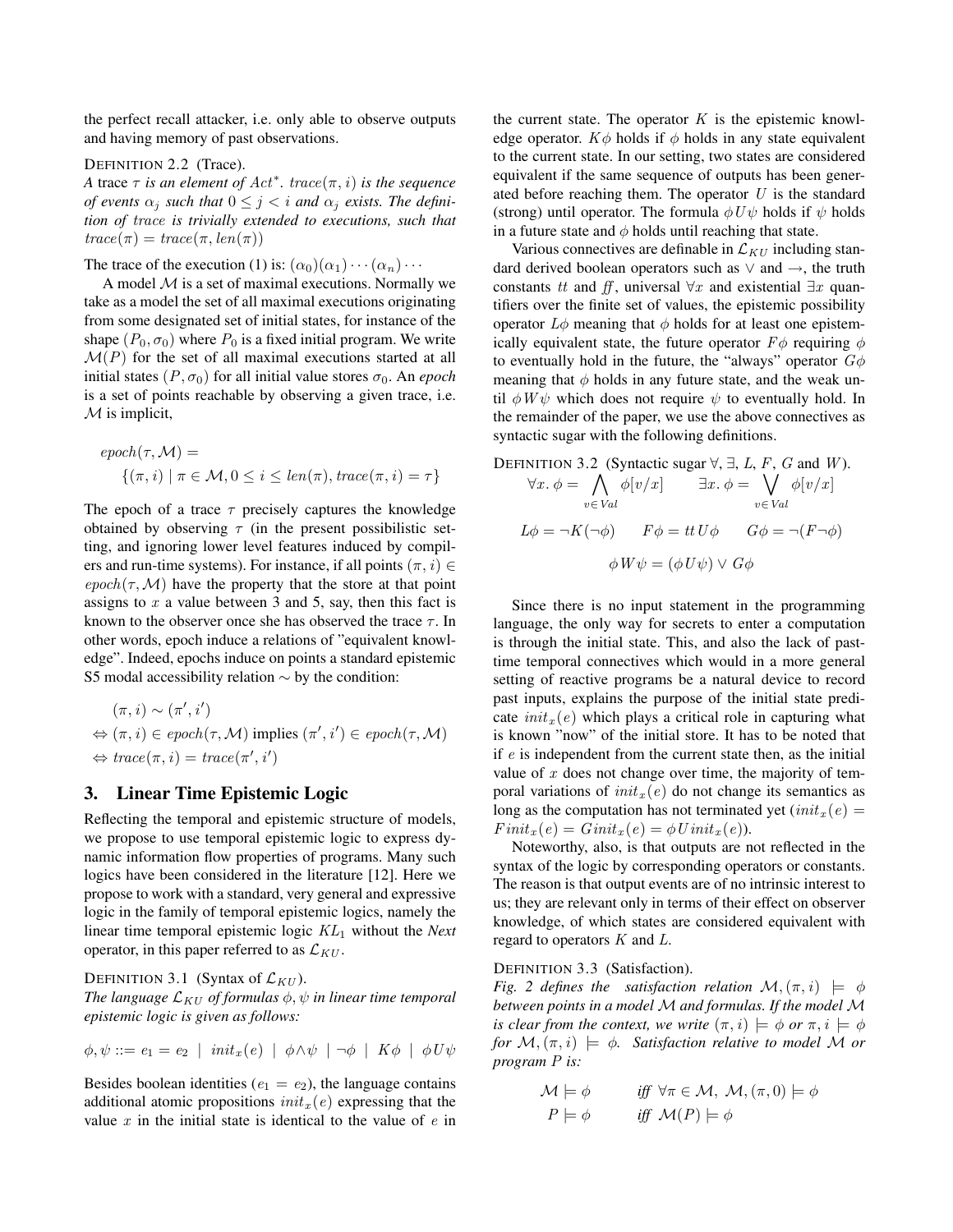the perfect recall attacker, i.e. only able to observe outputs and having memory of past observations.

DEFINITION 2.2 (Trace).
*A* trace $\tau$ *is an element of* $Act^*$. $trace(\pi, i)$ *is the sequence of events* $\alpha_j$ *such that* $0 \leq j < i$ *and* $\alpha_j$ *exists. The definition of* $trace$ *is trivially extended to executions, such that* $trace(\pi) = trace(\pi, len(\pi))$

The trace of the execution (1) is: $(\alpha_0)(\alpha_1)\cdots(\alpha_n)\cdots$

A model $\mathcal{M}$ is a set of maximal executions. Normally we take as a model the set of all maximal executions originating from some designated set of initial states, for instance of the shape $(P_0, \sigma_0)$ where $P_0$ is a fixed initial program. We write $\mathcal{M}(P)$ for the set of all maximal executions started at all initial states $(P, \sigma_0)$ for all initial value stores $\sigma_0$. An *epoch* is a set of points reachable by observing a given trace, i.e. $\mathcal{M}$ is implicit,

$$epoch(\tau, \mathcal{M}) = \{(\pi, i) \mid \pi \in \mathcal{M}, 0 \leq i \leq len(\pi), trace(\pi, i) = \tau\}$$

The epoch of a trace $\tau$ precisely captures the knowledge obtained by observing $\tau$ (in the present possibilistic setting, and ignoring lower level features induced by compilers and run-time systems). For instance, if all points $(\pi, i) \in epoch(\tau, \mathcal{M})$ have the property that the store at that point assigns to $x$ a value between 3 and 5, say, then this fact is known to the observer once she has observed the trace $\tau$. In other words, epoch induce a relations of "equivalent knowledge". Indeed, epochs induce on points a standard epistemic S5 modal accessibility relation $\sim$ by the condition:

$$\begin{aligned}
&(\pi, i) \sim (\pi', i') \\
\Leftrightarrow\ &(\pi, i) \in epoch(\tau, \mathcal{M}) \text{ implies } (\pi', i') \in epoch(\tau, \mathcal{M}) \\
\Leftrightarrow\ &trace(\pi, i) = trace(\pi', i')
\end{aligned}$$

## 3. Linear Time Epistemic Logic

Reflecting the temporal and epistemic structure of models, we propose to use temporal epistemic logic to express dynamic information flow properties of programs. Many such logics have been considered in the literature [12]. Here we propose to work with a standard, very general and expressive logic in the family of temporal epistemic logics, namely the linear time temporal epistemic logic $KL_1$ without the *Next* operator, in this paper referred to as $\mathcal{L}_{KU}$.

DEFINITION 3.1 (Syntax of $\mathcal{L}_{KU}$).
*The language* $\mathcal{L}_{KU}$ *of formulas* $\phi, \psi$ *in linear time temporal epistemic logic is given as follows:*

$$\phi, \psi ::= e_1 = e_2 \ \mid \ init_x(e) \ \mid \ \phi \wedge \psi \ \mid \neg\phi \ \mid \ K\phi \ \mid \ \phi U \psi$$

Besides boolean identities ($e_1 = e_2$), the language contains additional atomic propositions $init_x(e)$ expressing that the value $x$ in the initial state is identical to the value of $e$ in the current state. The operator $K$ is the epistemic knowledge operator. $K\phi$ holds if $\phi$ holds in any state equivalent to the current state. In our setting, two states are considered equivalent if the same sequence of outputs has been generated before reaching them. The operator $U$ is the standard (strong) until operator. The formula $\phi U \psi$ holds if $\psi$ holds in a future state and $\phi$ holds until reaching that state.

Various connectives are definable in $\mathcal{L}_{KU}$ including standard derived boolean operators such as $\vee$ and $\rightarrow$, the truth constants $tt$ and $ff$, universal $\forall x$ and existential $\exists x$ quantifiers over the finite set of values, the epistemic possibility operator $L\phi$ meaning that $\phi$ holds for at least one epistemically equivalent state, the future operator $F\phi$ requiring $\phi$ to eventually hold in the future, the "always" operator $G\phi$ meaning that $\phi$ holds in any future state, and the weak until $\phi W \psi$ which does not require $\psi$ to eventually hold. In the remainder of the paper, we use the above connectives as syntactic sugar with the following definitions.

DEFINITION 3.2 (Syntactic sugar $\forall$, $\exists$, $L$, $F$, $G$ and $W$).

$$\forall x.\, \phi = \bigwedge_{v \in Val} \phi[v/x] \qquad \exists x.\, \phi = \bigvee_{v \in Val} \phi[v/x]$$

$$L\phi = \neg K(\neg\phi) \qquad F\phi = tt\, U \phi \qquad G\phi = \neg(F\neg\phi)$$

$$\phi W \psi = (\phi U \psi) \vee G\phi$$

Since there is no input statement in the programming language, the only way for secrets to enter a computation is through the initial state. This, and also the lack of past-time temporal connectives which would in a more general setting of reactive programs be a natural device to record past inputs, explains the purpose of the initial state predicate $init_x(e)$ which plays a critical role in capturing what is known "now" of the initial store. It has to be noted that if $e$ is independent from the current state then, as the initial value of $x$ does not change over time, the majority of temporal variations of $init_x(e)$ do not change its semantics as long as the computation has not terminated yet ($init_x(e) = F init_x(e) = G init_x(e) = \phi U init_x(e)$).

Noteworthy, also, is that outputs are not reflected in the syntax of the logic by corresponding operators or constants. The reason is that output events are of no intrinsic interest to us; they are relevant only in terms of their effect on observer knowledge, of which states are considered equivalent with regard to operators $K$ and $L$.

DEFINITION 3.3 (Satisfaction).
*Fig. 2 defines the satisfaction relation* $\mathcal{M}, (\pi, i) \models \phi$ *between points in a model* $\mathcal{M}$ *and formulas. If the model* $\mathcal{M}$ *is clear from the context, we write* $(\pi, i) \models \phi$ *or* $\pi, i \models \phi$ *for* $\mathcal{M}, (\pi, i) \models \phi$. *Satisfaction relative to model* $\mathcal{M}$ *or program* $P$ *is:*

$$\begin{aligned}
\mathcal{M} \models \phi \qquad & \textit{iff } \forall \pi \in \mathcal{M},\ \mathcal{M}, (\pi, 0) \models \phi \\
P \models \phi \qquad & \textit{iff } \mathcal{M}(P) \models \phi
\end{aligned}$$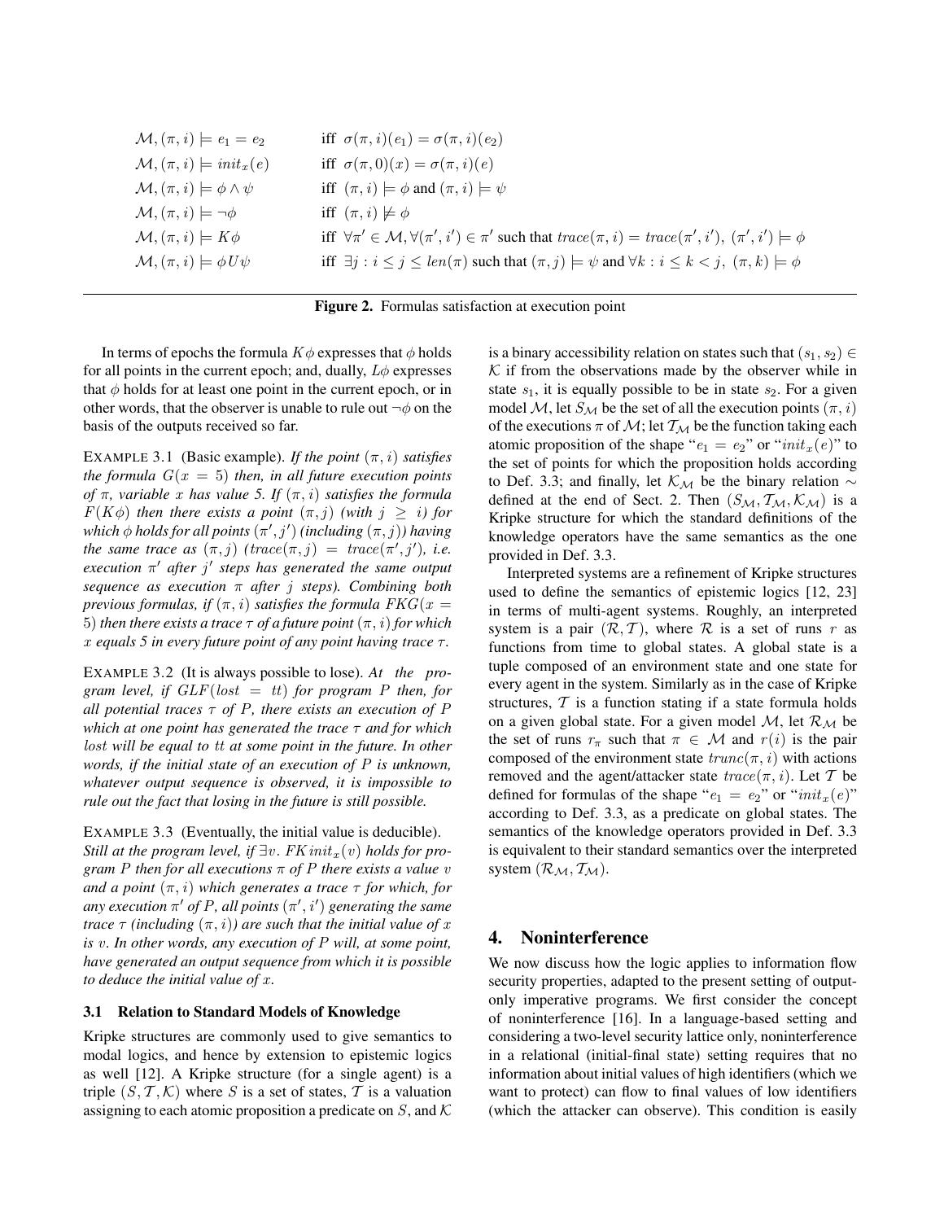$$\mathcal{M}, (\pi, i) \models e_1 = e_2 \quad \text{iff } \sigma(\pi, i)(e_1) = \sigma(\pi, i)(e_2)$$

$$\mathcal{M}, (\pi, i) \models init_x(e) \quad \text{iff } \sigma(\pi, 0)(x) = \sigma(\pi, i)(e)$$

$$\mathcal{M}, (\pi, i) \models \phi \wedge \psi \quad \text{iff } (\pi, i) \models \phi \text{ and } (\pi, i) \models \psi$$

$$\mathcal{M}, (\pi, i) \models \neg\phi \quad \text{iff } (\pi, i) \not\models \phi$$

$$\mathcal{M}, (\pi, i) \models K\phi \quad \text{iff } \forall \pi' \in \mathcal{M}, \forall (\pi', i') \in \pi' \text{ such that } trace(\pi, i) = trace(\pi', i'),\ (\pi', i') \models \phi$$

$$\mathcal{M}, (\pi, i) \models \phi U \psi \quad \text{iff } \exists j : i \leq j \leq len(\pi) \text{ such that } (\pi, j) \models \psi \text{ and } \forall k : i \leq k < j,\ (\pi, k) \models \phi$$

**Figure 2.** Formulas satisfaction at execution point

In terms of epochs the formula $K\phi$ expresses that $\phi$ holds for all points in the current epoch; and, dually, $L\phi$ expresses that $\phi$ holds for at least one point in the current epoch, or in other words, that the observer is unable to rule out $\neg\phi$ on the basis of the outputs received so far.

EXAMPLE 3.1 (Basic example). *If the point $(\pi, i)$ satisfies the formula $G(x = 5)$ then, in all future execution points of $\pi$, variable $x$ has value 5. If $(\pi, i)$ satisfies the formula $F(K\phi)$ then there exists a point $(\pi, j)$ (with $j \geq i$) for which $\phi$ holds for all points $(\pi', j')$ (including $(\pi, j)$) having the same trace as $(\pi, j)$ ($trace(\pi, j) = trace(\pi', j')$, i.e. execution $\pi'$ after $j'$ steps has generated the same output sequence as execution $\pi$ after $j$ steps). Combining both previous formulas, if $(\pi, i)$ satisfies the formula $FKG(x = 5)$ then there exists a trace $\tau$ of a future point $(\pi, i)$ for which $x$ equals 5 in every future point of any point having trace $\tau$.*

EXAMPLE 3.2 (It is always possible to lose). *At the program level, if $GLF(lost = tt)$ for program $P$ then, for all potential traces $\tau$ of $P$, there exists an execution of $P$ which at one point has generated the trace $\tau$ and for which $lost$ will be equal to $tt$ at some point in the future. In other words, if the initial state of an execution of $P$ is unknown, whatever output sequence is observed, it is impossible to rule out the fact that losing in the future is still possible.*

EXAMPLE 3.3 (Eventually, the initial value is deducible). *Still at the program level, if $\exists v.\ FKinit_x(v)$ holds for program $P$ then for all executions $\pi$ of $P$ there exists a value $v$ and a point $(\pi, i)$ which generates a trace $\tau$ for which, for any execution $\pi'$ of $P$, all points $(\pi', i')$ generating the same trace $\tau$ (including $(\pi, i)$) are such that the initial value of $x$ is $v$. In other words, any execution of $P$ will, at some point, have generated an output sequence from which it is possible to deduce the initial value of $x$.*

### 3.1 Relation to Standard Models of Knowledge

Kripke structures are commonly used to give semantics to modal logics, and hence by extension to epistemic logics as well [12]. A Kripke structure (for a single agent) is a triple $(S, \mathcal{T}, \mathcal{K})$ where $S$ is a set of states, $\mathcal{T}$ is a valuation assigning to each atomic proposition a predicate on $S$, and $\mathcal{K}$ is a binary accessibility relation on states such that $(s_1, s_2) \in \mathcal{K}$ if from the observations made by the observer while in state $s_1$, it is equally possible to be in state $s_2$. For a given model $\mathcal{M}$, let $S_{\mathcal{M}}$ be the set of all the execution points $(\pi, i)$ of the executions $\pi$ of $\mathcal{M}$; let $\mathcal{T}_{\mathcal{M}}$ be the function taking each atomic proposition of the shape "$e_1 = e_2$" or "$init_x(e)$" to the set of points for which the proposition holds according to Def. 3.3; and finally, let $\mathcal{K}_{\mathcal{M}}$ be the binary relation $\sim$ defined at the end of Sect. 2. Then $(S_{\mathcal{M}}, \mathcal{T}_{\mathcal{M}}, \mathcal{K}_{\mathcal{M}})$ is a Kripke structure for which the standard definitions of the knowledge operators have the same semantics as the one provided in Def. 3.3.

Interpreted systems are a refinement of Kripke structures used to define the semantics of epistemic logics [12, 23] in terms of multi-agent systems. Roughly, an interpreted system is a pair $(\mathcal{R}, \mathcal{T})$, where $\mathcal{R}$ is a set of runs $r$ as functions from time to global states. A global state is a tuple composed of an environment state and one state for every agent in the system. Similarly as in the case of Kripke structures, $\mathcal{T}$ is a function stating if a state formula holds on a given global state. For a given model $\mathcal{M}$, let $\mathcal{R}_{\mathcal{M}}$ be the set of runs $r_\pi$ such that $\pi \in \mathcal{M}$ and $r(i)$ is the pair composed of the environment state $trunc(\pi, i)$ with actions removed and the agent/attacker state $trace(\pi, i)$. Let $\mathcal{T}$ be defined for formulas of the shape "$e_1 = e_2$" or "$init_x(e)$" according to Def. 3.3, as a predicate on global states. The semantics of the knowledge operators provided in Def. 3.3 is equivalent to their standard semantics over the interpreted system $(\mathcal{R}_{\mathcal{M}}, \mathcal{T}_{\mathcal{M}})$.

## 4. Noninterference

We now discuss how the logic applies to information flow security properties, adapted to the present setting of output-only imperative programs. We first consider the concept of noninterference [16]. In a language-based setting and considering a two-level security lattice only, noninterference in a relational (initial-final state) setting requires that no information about initial values of high identifiers (which we want to protect) can flow to final values of low identifiers (which the attacker can observe). This condition is easily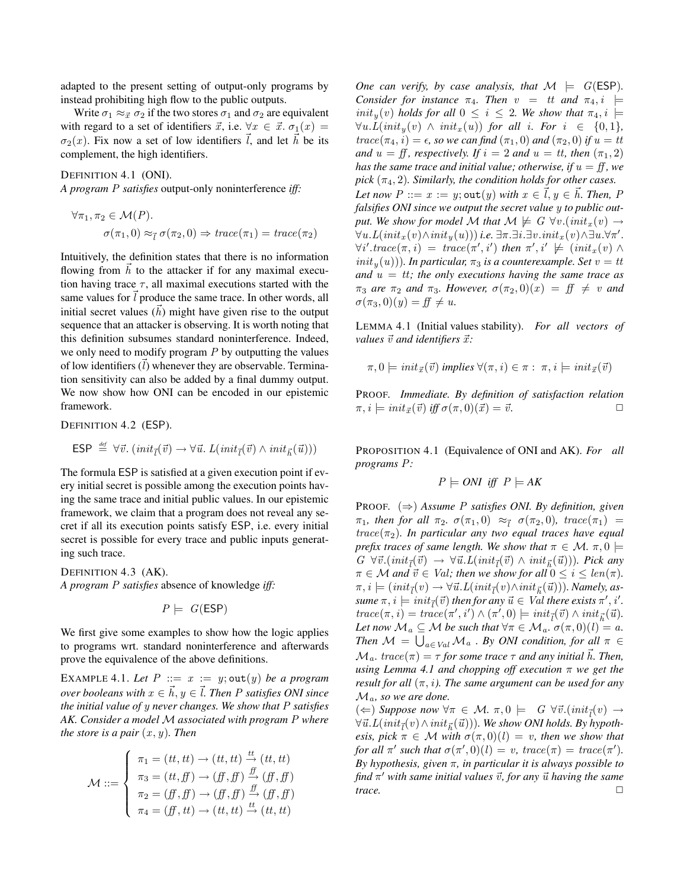adapted to the present setting of output-only programs by instead prohibiting high flow to the public outputs.

Write $\sigma_1 \approx_{\vec{x}} \sigma_2$ if the two stores $\sigma_1$ and $\sigma_2$ are equivalent with regard to a set of identifiers $\vec{x}$, i.e. $\forall x \in \vec{x}.\ \sigma_1(x) = \sigma_2(x)$. Fix now a set of low identifiers $\vec{l}$, and let $\vec{h}$ be its complement, the high identifiers.

DEFINITION 4.1 (ONI).
*A program $P$ satisfies* output-only noninterference *iff:*

$$\forall \pi_1, \pi_2 \in \mathcal{M}(P).$$
$$\sigma(\pi_1, 0) \approx_{\vec{l}} \sigma(\pi_2, 0) \Rightarrow \mathit{trace}(\pi_1) = \mathit{trace}(\pi_2)$$

Intuitively, the definition states that there is no information flowing from $\vec{h}$ to the attacker if for any maximal execution having trace $\tau$, all maximal executions started with the same values for $\vec{l}$ produce the same trace. In other words, all initial secret values ($\vec{h}$) might have given rise to the output sequence that an attacker is observing. It is worth noting that this definition subsumes standard noninterference. Indeed, we only need to modify program $P$ by outputting the values of low identifiers ($\vec{l}$) whenever they are observable. Termination sensitivity can also be added by a final dummy output. We now show how ONI can be encoded in our epistemic framework.

DEFINITION 4.2 (ESP).

$$\mathsf{ESP} \stackrel{\text{def}}{=} \forall \vec{v}.\ (\mathit{init}_{\vec{l}}(\vec{v}) \rightarrow \forall \vec{u}.\ L(\mathit{init}_{\vec{l}}(\vec{v}) \wedge \mathit{init}_{\vec{h}}(\vec{u})))$$

The formula ESP is satisfied at a given execution point if every initial secret is possible among the execution points having the same trace and initial public values. In our epistemic framework, we claim that a program does not reveal any secret if all its execution points satisfy ESP, i.e. every initial secret is possible for every trace and public inputs generating such trace.

DEFINITION 4.3 (AK).
*A program $P$ satisfies* absence of knowledge *iff:*

$$P \models G(\mathsf{ESP})$$

We first give some examples to show how the logic applies to programs wrt. standard noninterference and afterwards prove the equivalence of the above definitions.

EXAMPLE 4.1. *Let $P ::= x := y; \mathtt{out}(y)$ be a program over booleans with $x \in \vec{h}, y \in \vec{l}$. Then $P$ satisfies ONI since the initial value of $y$ never changes. We show that $P$ satisfies AK. Consider a model $\mathcal{M}$ associated with program $P$ where the store is a pair $(x, y)$. Then*

$$\mathcal{M} ::= \begin{cases} \pi_1 = (tt, tt) \rightarrow (tt, tt) \xrightarrow{tt} (tt, tt) \\ \pi_3 = (tt, \mathit{ff}) \rightarrow (\mathit{ff}, \mathit{ff}) \xrightarrow{\mathit{ff}} (\mathit{ff}, \mathit{ff}) \\ \pi_2 = (\mathit{ff}, \mathit{ff}) \rightarrow (\mathit{ff}, \mathit{ff}) \xrightarrow{\mathit{ff}} (\mathit{ff}, \mathit{ff}) \\ \pi_4 = (\mathit{ff}, tt) \rightarrow (tt, tt) \xrightarrow{tt} (tt, tt) \end{cases}$$

*One can verify, by case analysis, that $\mathcal{M} \models G(\mathsf{ESP})$. Consider for instance $\pi_4$. Then $v = tt$ and $\pi_4, i \models \mathit{init}_y(v)$ holds for all $0 \leq i \leq 2$. We show that $\pi_4, i \models \forall u. L(\mathit{init}_y(v) \wedge \mathit{init}_x(u))$ for all $i$. For $i \in \{0, 1\}$, $\mathit{trace}(\pi_4, i) = \epsilon$, so we can find $(\pi_1, 0)$ and $(\pi_2, 0)$ if $u = tt$ and $u = \mathit{ff}$, respectively. If $i = 2$ and $u = tt$, then $(\pi_1, 2)$ has the same trace and initial value; otherwise, if $u = \mathit{ff}$, we pick $(\pi_4, 2)$. Similarly, the condition holds for other cases.*

*Let now $P ::= x := y; \mathtt{out}(y)$ with $x \in \vec{l}, y \in \vec{h}$. Then, $P$ falsifies ONI since we output the secret value $y$ to public output. We show for model $\mathcal{M}$ that $\mathcal{M} \not\models G\ \forall v.(\mathit{init}_x(v) \rightarrow \forall u. L(\mathit{init}_x(v) \wedge \mathit{init}_y(u)))$ i.e. $\exists \pi. \exists i. \exists v. \mathit{init}_x(v) \wedge \exists u. \forall \pi'. \forall i'. \mathit{trace}(\pi, i) = \mathit{trace}(\pi', i')$ then $\pi', i' \not\models (\mathit{init}_x(v) \wedge \mathit{init}_y(u)))$. In particular, $\pi_3$ is a counterexample. Set $v = tt$ and $u = tt$; the only executions having the same trace as $\pi_3$ are $\pi_2$ and $\pi_3$. However, $\sigma(\pi_2, 0)(x) = \mathit{ff} \neq v$ and $\sigma(\pi_3, 0)(y) = \mathit{ff} \neq u$.*

LEMMA 4.1 (Initial values stability). *For all vectors of values $\vec{v}$ and identifiers $\vec{x}$:*

$$\pi, 0 \models \mathit{init}_{\vec{x}}(\vec{v}) \text{ implies } \forall (\pi, i) \in \pi :\ \pi, i \models \mathit{init}_{\vec{x}}(\vec{v})$$

PROOF. *Immediate. By definition of satisfaction relation $\pi, i \models \mathit{init}_{\vec{x}}(\vec{v})$ iff $\sigma(\pi, 0)(\vec{x}) = \vec{v}$.* □

PROPOSITION 4.1 (Equivalence of ONI and AK). *For all programs $P$:*

$$P \models \mathit{ONI} \text{ iff } P \models \mathit{AK}$$

PROOF. ($\Rightarrow$) *Assume $P$ satisfies ONI. By definition, given $\pi_1$, then for all $\pi_2$. $\sigma(\pi_1, 0) \approx_{\vec{l}} \sigma(\pi_2, 0)$, $\mathit{trace}(\pi_1) = \mathit{trace}(\pi_2)$. In particular any two equal traces have equal prefix traces of same length. We show that $\pi \in \mathcal{M}.\ \pi, 0 \models G\ \forall \vec{v}.(\mathit{init}_{\vec{l}}(\vec{v}) \rightarrow \forall \vec{u}. L(\mathit{init}_{\vec{l}}(\vec{v}) \wedge \mathit{init}_{\vec{h}}(\vec{u})))$. Pick any $\pi \in \mathcal{M}$ and $\vec{v} \in \mathit{Val}$; then we show for all $0 \leq i \leq \mathit{len}(\pi)$. $\pi, i \models (\mathit{init}_{\vec{l}}(v) \rightarrow \forall \vec{u}. L(\mathit{init}_{\vec{l}}(v) \wedge \mathit{init}_{\vec{h}}(\vec{u})))$. Namely, assume $\pi, i \models \mathit{init}_{\vec{l}}(\vec{v})$ then for any $\vec{u} \in \mathit{Val}$ there exists $\pi', i'$. $\mathit{trace}(\pi, i) = \mathit{trace}(\pi', i') \wedge (\pi', 0) \models \mathit{init}_{\vec{l}}(\vec{v}) \wedge \mathit{init}_{\vec{h}}(\vec{u})$. Let now $\mathcal{M}_a \subseteq \mathcal{M}$ be such that $\forall \pi \in \mathcal{M}_a.\ \sigma(\pi, 0)(l) = a$. Then $\mathcal{M} = \bigcup_{a \in \mathit{Val}} \mathcal{M}_a$. By ONI condition, for all $\pi \in \mathcal{M}_a$. $\mathit{trace}(\pi) = \tau$ for some trace $\tau$ and any initial $\vec{h}$. Then, using Lemma 4.1 and chopping off execution $\pi$ we get the result for all $(\pi, i)$. The same argument can be used for any $\mathcal{M}_a$, so we are done.*

($\Leftarrow$) *Suppose now $\forall \pi \in \mathcal{M}.\ \pi, 0 \models G\ \forall \vec{v}.(\mathit{init}_{\vec{l}}(v) \rightarrow \forall \vec{u}. L(\mathit{init}_{\vec{l}}(v) \wedge \mathit{init}_{\vec{h}}(\vec{u})))$. We show ONI holds. By hypothesis, pick $\pi \in \mathcal{M}$ with $\sigma(\pi, 0)(l) = v$, then we show that for all $\pi'$ such that $\sigma(\pi', 0)(l) = v$, $\mathit{trace}(\pi) = \mathit{trace}(\pi')$. By hypothesis, given $\pi$, in particular it is always possible to find $\pi'$ with same initial values $\vec{v}$, for any $\vec{u}$ having the same trace.* □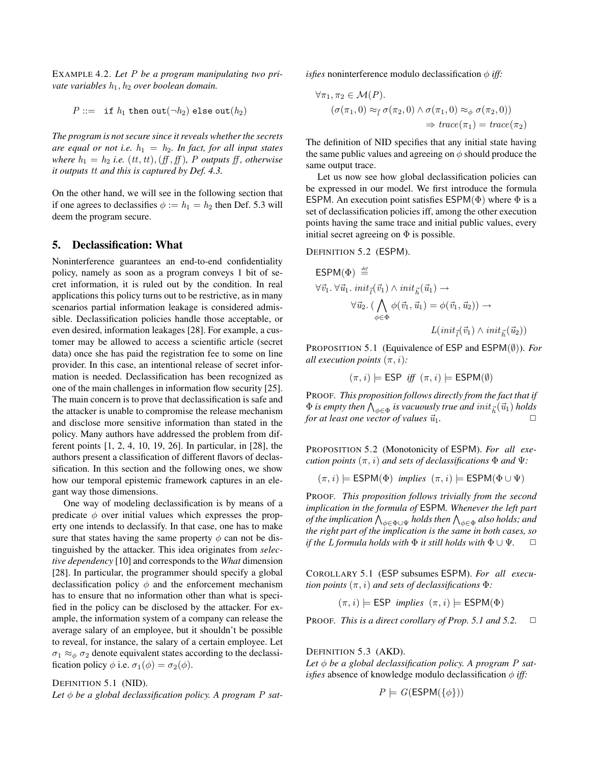EXAMPLE 4.2. *Let $P$ be a program manipulating two private variables $h_1, h_2$ over boolean domain.*

$$P ::= \ \texttt{if}\ h_1\ \texttt{then}\ \texttt{out}(\neg h_2)\ \texttt{else}\ \texttt{out}(h_2)$$

*The program is not secure since it reveals whether the secrets are equal or not i.e. $h_1 = h_2$. In fact, for all input states where $h_1 = h_2$ i.e. $(tt, tt), (ff, ff)$, $P$ outputs $ff$, otherwise it outputs $tt$ and this is captured by Def. 4.3.*

On the other hand, we will see in the following section that if one agrees to declassifies $\phi := h_1 = h_2$ then Def. 5.3 will deem the program secure.

## 5. Declassification: What

Noninterference guarantees an end-to-end confidentiality policy, namely as soon as a program conveys 1 bit of secret information, it is ruled out by the condition. In real applications this policy turns out to be restrictive, as in many scenarios partial information leakage is considered admissible. Declassification policies handle those acceptable, or even desired, information leakages [28]. For example, a customer may be allowed to access a scientific article (secret data) once she has paid the registration fee to some on line provider. In this case, an intentional release of secret information is needed. Declassification has been recognized as one of the main challenges in information flow security [25]. The main concern is to prove that declassification is safe and the attacker is unable to compromise the release mechanism and disclose more sensitive information than stated in the policy. Many authors have addressed the problem from different points [1, 2, 4, 10, 19, 26]. In particular, in [28], the authors present a classification of different flavors of declassification. In this section and the following ones, we show how our temporal epistemic framework captures in an elegant way those dimensions.

One way of modeling declassification is by means of a predicate $\phi$ over initial values which expresses the property one intends to declassify. In that case, one has to make sure that states having the same property $\phi$ can not be distinguished by the attacker. This idea originates from *selective dependency* [10] and corresponds to the *What* dimension [28]. In particular, the programmer should specify a global declassification policy $\phi$ and the enforcement mechanism has to ensure that no information other than what is specified in the policy can be disclosed by the attacker. For example, the information system of a company can release the average salary of an employee, but it shouldn't be possible to reveal, for instance, the salary of a certain employee. Let $\sigma_1 \approx_\phi \sigma_2$ denote equivalent states according to the declassification policy $\phi$ i.e. $\sigma_1(\phi) = \sigma_2(\phi)$.

DEFINITION 5.1 (NID).
*Let $\phi$ be a global declassification policy. A program $P$ satisfies* noninterference modulo declassification $\phi$ *iff:*

$$\forall \pi_1, \pi_2 \in \mathcal{M}(P).$$
$$(\sigma(\pi_1, 0) \approx_{\vec{l}} \sigma(\pi_2, 0) \wedge \sigma(\pi_1, 0) \approx_\phi \sigma(\pi_2, 0))$$
$$\Rightarrow trace(\pi_1) = trace(\pi_2)$$

The definition of NID specifies that any initial state having the same public values and agreeing on $\phi$ should produce the same output trace.

Let us now see how global declassification policies can be expressed in our model. We first introduce the formula ESPM. An execution point satisfies $\mathsf{ESPM}(\Phi)$ where $\Phi$ is a set of declassification policies iff, among the other execution points having the same trace and initial public values, every initial secret agreeing on $\Phi$ is possible.

DEFINITION 5.2 (ESPM).

$$\mathsf{ESPM}(\Phi) \stackrel{def}{=}$$
$$\forall \vec{v}_1.\ \forall \vec{u}_1.\ init_{\vec{l}}(\vec{v}_1) \wedge init_{\vec{h}}(\vec{u}_1) \rightarrow$$
$$\forall \vec{u}_2.\ (\bigwedge_{\phi \in \Phi} \phi(\vec{v}_1, \vec{u}_1) = \phi(\vec{v}_1, \vec{u}_2)) \rightarrow$$
$$L(init_{\vec{l}}(\vec{v}_1) \wedge init_{\vec{h}}(\vec{u}_2))$$

PROPOSITION 5.1 (Equivalence of ESP and $\mathsf{ESPM}(\emptyset)$). *For all execution points $(\pi, i)$:*

$$(\pi, i) \models \mathsf{ESP} \ \textit{ iff } \ (\pi, i) \models \mathsf{ESPM}(\emptyset)$$

PROOF. *This proposition follows directly from the fact that if $\Phi$ is empty then $\bigwedge_{\phi \in \Phi}$ is vacuously true and $init_{\vec{h}}(\vec{u}_1)$ holds for at least one vector of values $\vec{u}_1$.* □

PROPOSITION 5.2 (Monotonicity of ESPM). *For all execution points $(\pi, i)$ and sets of declassifications $\Phi$ and $\Psi$:*

$$(\pi, i) \models \mathsf{ESPM}(\Phi) \ \textit{ implies } \ (\pi, i) \models \mathsf{ESPM}(\Phi \cup \Psi)$$

PROOF. *This proposition follows trivially from the second implication in the formula of ESPM. Whenever the left part of the implication $\bigwedge_{\phi \in \Phi \cup \Psi}$ holds then $\bigwedge_{\phi \in \Phi}$ also holds; and the right part of the implication is the same in both cases, so if the $L$ formula holds with $\Phi$ it still holds with $\Phi \cup \Psi$.* □

COROLLARY 5.1 (ESP subsumes ESPM). *For all execution points $(\pi, i)$ and sets of declassifications $\Phi$:*

$$(\pi, i) \models \mathsf{ESP} \ \textit{ implies } \ (\pi, i) \models \mathsf{ESPM}(\Phi)$$

PROOF. *This is a direct corollary of Prop. 5.1 and 5.2.* □

DEFINITION 5.3 (AKD).
*Let $\phi$ be a global declassification policy. A program $P$ satisfies* absence of knowledge modulo declassification $\phi$ *iff:*

$$P \models G(\mathsf{ESPM}(\{\phi\}))$$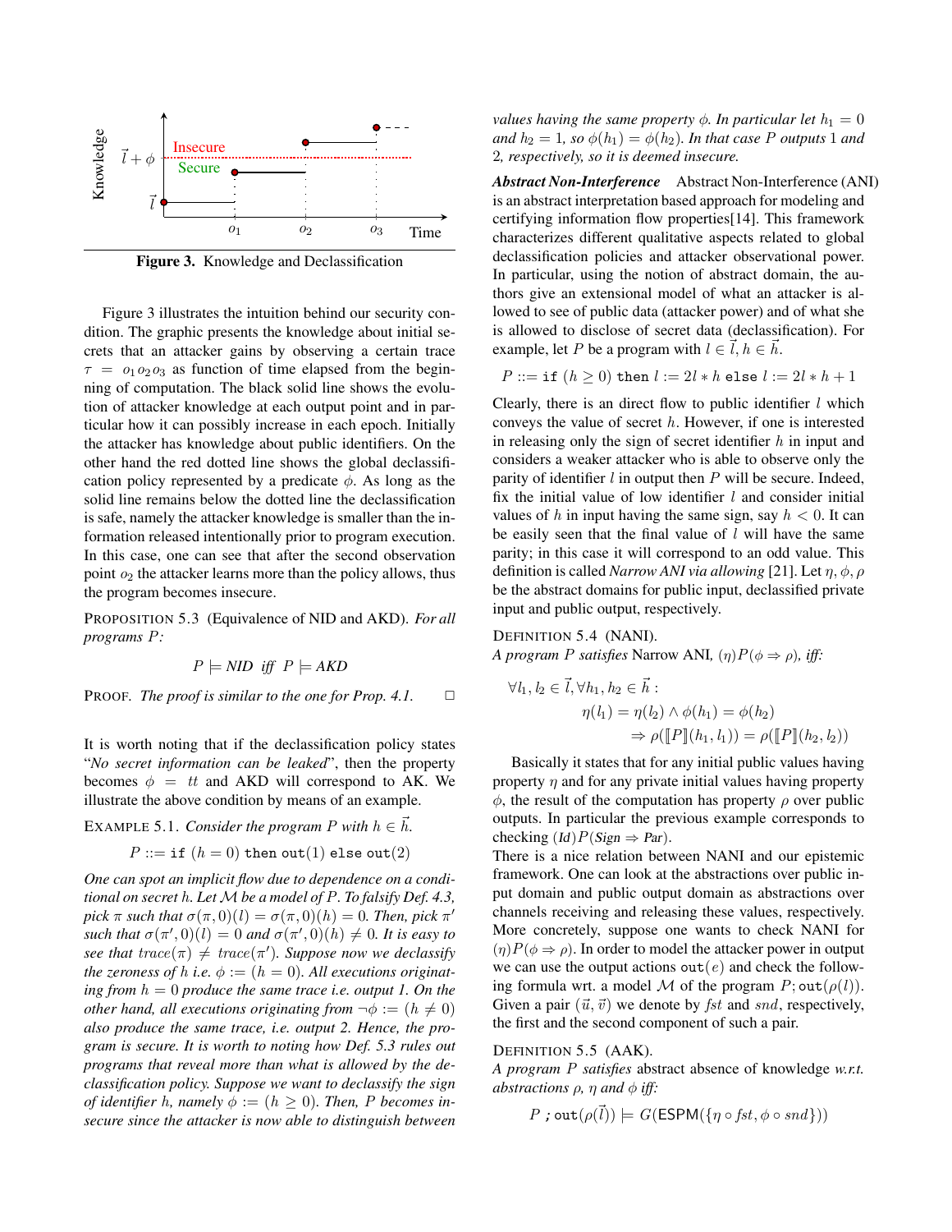Figure 3. Knowledge and Declassification

Figure 3 illustrates the intuition behind our security condition. The graphic presents the knowledge about initial secrets that an attacker gains by observing a certain trace $\tau = o_1 o_2 o_3$ as function of time elapsed from the beginning of computation. The black solid line shows the evolution of attacker knowledge at each output point and in particular how it can possibly increase in each epoch. Initially the attacker has knowledge about public identifiers. On the other hand the red dotted line shows the global declassification policy represented by a predicate $\phi$. As long as the solid line remains below the dotted line the declassification is safe, namely the attacker knowledge is smaller than the information released intentionally prior to program execution. In this case, one can see that after the second observation point $o_2$ the attacker learns more than the policy allows, thus the program becomes insecure.

PROPOSITION 5.3 (Equivalence of NID and AKD). *For all programs $P$:*

$$P \models NID \;\text{ iff }\; P \models AKD$$

PROOF. *The proof is similar to the one for Prop. 4.1.* □

It is worth noting that if the declassification policy states "*No secret information can be leaked*", then the property becomes $\phi = tt$ and AKD will correspond to AK. We illustrate the above condition by means of an example.

EXAMPLE 5.1. *Consider the program $P$ with $h \in \vec{h}$.*

$$P ::= \texttt{if } (h = 0) \texttt{ then out}(1) \texttt{ else out}(2)$$

*One can spot an implicit flow due to dependence on a conditional on secret $h$. Let $\mathcal{M}$ be a model of $P$. To falsify Def. 4.3, pick $\pi$ such that $\sigma(\pi, 0)(l) = \sigma(\pi, 0)(h) = 0$. Then, pick $\pi'$ such that $\sigma(\pi', 0)(l) = 0$ and $\sigma(\pi', 0)(h) \neq 0$. It is easy to see that $trace(\pi) \neq trace(\pi')$. Suppose now we declassify the zeroness of $h$ i.e. $\phi := (h = 0)$. All executions originating from $h = 0$ produce the same trace i.e. output 1. On the other hand, all executions originating from $\neg\phi := (h \neq 0)$ also produce the same trace, i.e. output 2. Hence, the program is secure. It is worth to noting how Def. 5.3 rules out programs that reveal more than what is allowed by the declassification policy. Suppose we want to declassify the sign of identifier $h$, namely $\phi := (h \geq 0)$. Then, $P$ becomes insecure since the attacker is now able to distinguish between values having the same property $\phi$. In particular let $h_1 = 0$ and $h_2 = 1$, so $\phi(h_1) = \phi(h_2)$. In that case $P$ outputs 1 and 2, respectively, so it is deemed insecure.*

***Abstract Non-Interference*** Abstract Non-Interference (ANI) is an abstract interpretation based approach for modeling and certifying information flow properties[14]. This framework characterizes different qualitative aspects related to global declassification policies and attacker observational power. In particular, using the notion of abstract domain, the authors give an extensional model of what an attacker is allowed to see of public data (attacker power) and of what she is allowed to disclose of secret data (declassification). For example, let $P$ be a program with $l \in \vec{l}, h \in \vec{h}$.

$$P ::= \texttt{if } (h \geq 0) \texttt{ then } l := 2l * h \texttt{ else } l := 2l * h + 1$$

Clearly, there is an direct flow to public identifier $l$ which conveys the value of secret $h$. However, if one is interested in releasing only the sign of secret identifier $h$ in input and considers a weaker attacker who is able to observe only the parity of identifier $l$ in output then $P$ will be secure. Indeed, fix the initial value of low identifier $l$ and consider initial values of $h$ in input having the same sign, say $h < 0$. It can be easily seen that the final value of $l$ will have the same parity; in this case it will correspond to an odd value. This definition is called *Narrow ANI via allowing* [21]. Let $\eta, \phi, \rho$ be the abstract domains for public input, declassified private input and public output, respectively.

DEFINITION 5.4 (NANI).
*A program $P$ satisfies* Narrow ANI, $(\eta)P(\phi \Rightarrow \rho)$*, iff:*

$$\forall l_1, l_2 \in \vec{l}, \forall h_1, h_2 \in \vec{h}: \quad \eta(l_1) = \eta(l_2) \wedge \phi(h_1) = \phi(h_2) \Rightarrow \rho([\![P]\!](h_1, l_1)) = \rho([\![P]\!](h_2, l_2))$$

Basically it states that for any initial public values having property $\eta$ and for any private initial values having property $\phi$, the result of the computation has property $\rho$ over public outputs. In particular the previous example corresponds to checking $(\mathit{Id})P(\mathit{Sign} \Rightarrow \mathit{Par})$.

There is a nice relation between NANI and our epistemic framework. One can look at the abstractions over public input domain and public output domain as abstractions over channels receiving and releasing these values, respectively. More concretely, suppose one wants to check NANI for $(\eta)P(\phi \Rightarrow \rho)$. In order to model the attacker power in output we can use the output actions $\texttt{out}(e)$ and check the following formula wrt. a model $\mathcal{M}$ of the program $P; \texttt{out}(\rho(l))$. Given a pair $(\vec{u}, \vec{v})$ we denote by $\mathit{fst}$ and $\mathit{snd}$, respectively, the first and the second component of such a pair.

DEFINITION 5.5 (AAK).
*A program $P$ satisfies* abstract absence of knowledge *w.r.t. abstractions $\rho$, $\eta$ and $\phi$ iff:*

$$P \;;\texttt{out}(\rho(\vec{l})) \models G(\mathsf{ESPM}(\{\eta \circ \mathit{fst}, \phi \circ \mathit{snd}\}))$$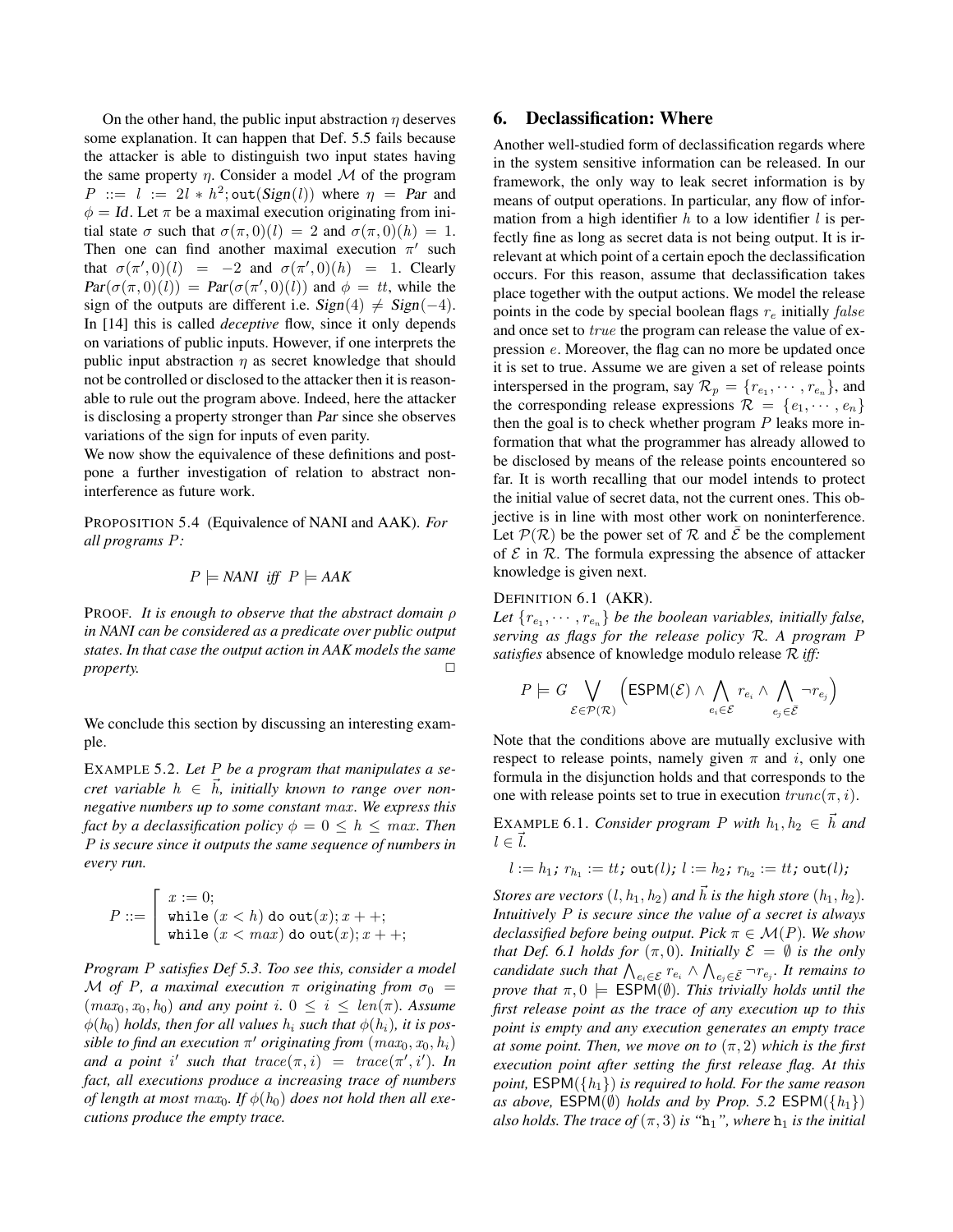On the other hand, the public input abstraction $\eta$ deserves some explanation. It can happen that Def. 5.5 fails because the attacker is able to distinguish two input states having the same property $\eta$. Consider a model $\mathcal{M}$ of the program $P ::= l := 2l * h^2; \texttt{out}(\mathit{Sign}(l))$ where $\eta = \mathit{Par}$ and $\phi = \mathit{Id}$. Let $\pi$ be a maximal execution originating from initial state $\sigma$ such that $\sigma(\pi, 0)(l) = 2$ and $\sigma(\pi, 0)(h) = 1$. Then one can find another maximal execution $\pi'$ such that $\sigma(\pi', 0)(l) = -2$ and $\sigma(\pi', 0)(h) = 1$. Clearly $\mathit{Par}(\sigma(\pi, 0)(l)) = \mathit{Par}(\sigma(\pi', 0)(l))$ and $\phi = tt$, while the sign of the outputs are different i.e. $\mathit{Sign}(4) \neq \mathit{Sign}(-4)$. In [14] this is called *deceptive* flow, since it only depends on variations of public inputs. However, if one interprets the public input abstraction $\eta$ as secret knowledge that should not be controlled or disclosed to the attacker then it is reasonable to rule out the program above. Indeed, here the attacker is disclosing a property stronger than *Par* since she observes variations of the sign for inputs of even parity.

We now show the equivalence of these definitions and postpone a further investigation of relation to abstract noninterference as future work.

PROPOSITION 5.4 (Equivalence of NANI and AAK). *For all programs $P$:*

$$P \models \mathit{NANI} \;\; \mathit{iff} \;\; P \models \mathit{AAK}$$

PROOF. *It is enough to observe that the abstract domain $\rho$ in NANI can be considered as a predicate over public output states. In that case the output action in AAK models the same property.* □

We conclude this section by discussing an interesting example.

EXAMPLE 5.2. *Let $P$ be a program that manipulates a secret variable $h \in \vec{h}$, initially known to range over nonnegative numbers up to some constant $max$. We express this fact by a declassification policy $\phi = 0 \leq h \leq max$. Then $P$ is secure since it outputs the same sequence of numbers in every run.*

$$P ::= \left[\begin{array}{l} x := 0; \\ \texttt{while } (x < h) \texttt{ do out}(x); x++; \\ \texttt{while } (x < max) \texttt{ do out}(x); x++; \end{array}\right.$$

*Program $P$ satisfies Def 5.3. Too see this, consider a model $\mathcal{M}$ of $P$, a maximal execution $\pi$ originating from $\sigma_0 = (max_0, x_0, h_0)$ and any point $i$. $0 \leq i \leq len(\pi)$. Assume $\phi(h_0)$ holds, then for all values $h_i$ such that $\phi(h_i)$, it is possible to find an execution $\pi'$ originating from $(max_0, x_0, h_i)$ and a point $i'$ such that $trace(\pi, i) = trace(\pi', i')$. In fact, all executions produce a increasing trace of numbers of length at most $max_0$. If $\phi(h_0)$ does not hold then all executions produce the empty trace.*

## 6. Declassification: Where

Another well-studied form of declassification regards where in the system sensitive information can be released. In our framework, the only way to leak secret information is by means of output operations. In particular, any flow of information from a high identifier $h$ to a low identifier $l$ is perfectly fine as long as secret data is not being output. It is irrelevant at which point of a certain epoch the declassification occurs. For this reason, assume that declassification takes place together with the output actions. We model the release points in the code by special boolean flags $r_e$ initially $false$ and once set to $true$ the program can release the value of expression $e$. Moreover, the flag can no more be updated once it is set to true. Assume we are given a set of release points interspersed in the program, say $\mathcal{R}_p = \{r_{e_1}, \cdots, r_{e_n}\}$, and the corresponding release expressions $\mathcal{R} = \{e_1, \cdots, e_n\}$ then the goal is to check whether program $P$ leaks more information that what the programmer has already allowed to be disclosed by means of the release points encountered so far. It is worth recalling that our model intends to protect the initial value of secret data, not the current ones. This objective is in line with most other work on noninterference. Let $\mathcal{P}(\mathcal{R})$ be the power set of $\mathcal{R}$ and $\bar{\mathcal{E}}$ be the complement of $\mathcal{E}$ in $\mathcal{R}$. The formula expressing the absence of attacker knowledge is given next.

DEFINITION 6.1 (AKR).
*Let $\{r_{e_1}, \cdots, r_{e_n}\}$ be the boolean variables, initially false, serving as flags for the release policy $\mathcal{R}$. A program $P$ satisfies* absence of knowledge modulo release $\mathcal{R}$ *iff:*

$$P \models G \bigvee_{\mathcal{E} \in \mathcal{P}(\mathcal{R})} \Big( \mathsf{ESPM}(\mathcal{E}) \wedge \bigwedge_{e_i \in \mathcal{E}} r_{e_i} \wedge \bigwedge_{e_j \in \bar{\mathcal{E}}} \neg r_{e_j} \Big)$$

Note that the conditions above are mutually exclusive with respect to release points, namely given $\pi$ and $i$, only one formula in the disjunction holds and that corresponds to the one with release points set to true in execution $trunc(\pi, i)$.

EXAMPLE 6.1. *Consider program $P$ with $h_1, h_2 \in \vec{h}$ and $l \in \vec{l}$.*

$$l := h_1\texttt{;}\; r_{h_1} := tt\texttt{;}\; \texttt{out}(l)\texttt{;}\; l := h_2\texttt{;}\; r_{h_2} := tt\texttt{;}\; \texttt{out}(l)\texttt{;}$$

*Stores are vectors $(l, h_1, h_2)$ and $\vec{h}$ is the high store $(h_1, h_2)$. Intuitively $P$ is secure since the value of a secret is always declassified before being output. Pick $\pi \in \mathcal{M}(P)$. We show that Def. 6.1 holds for $(\pi, 0)$. Initially $\mathcal{E} = \emptyset$ is the only candidate such that $\bigwedge_{e_i \in \mathcal{E}} r_{e_i} \wedge \bigwedge_{e_j \in \bar{\mathcal{E}}} \neg r_{e_j}$. It remains to prove that $\pi, 0 \models \mathsf{ESPM}(\emptyset)$. This trivially holds until the first release point as the trace of any execution up to this point is empty and any execution generates an empty trace at some point. Then, we move on to $(\pi, 2)$ which is the first execution point after setting the first release flag. At this point, $\mathsf{ESPM}(\{h_1\})$ is required to hold. For the same reason as above, $\mathsf{ESPM}(\emptyset)$ holds and by Prop. 5.2 $\mathsf{ESPM}(\{h_1\})$ also holds. The trace of $(\pi, 3)$ is "$\mathtt{h}_1$", where $\mathtt{h}_1$ is the initial*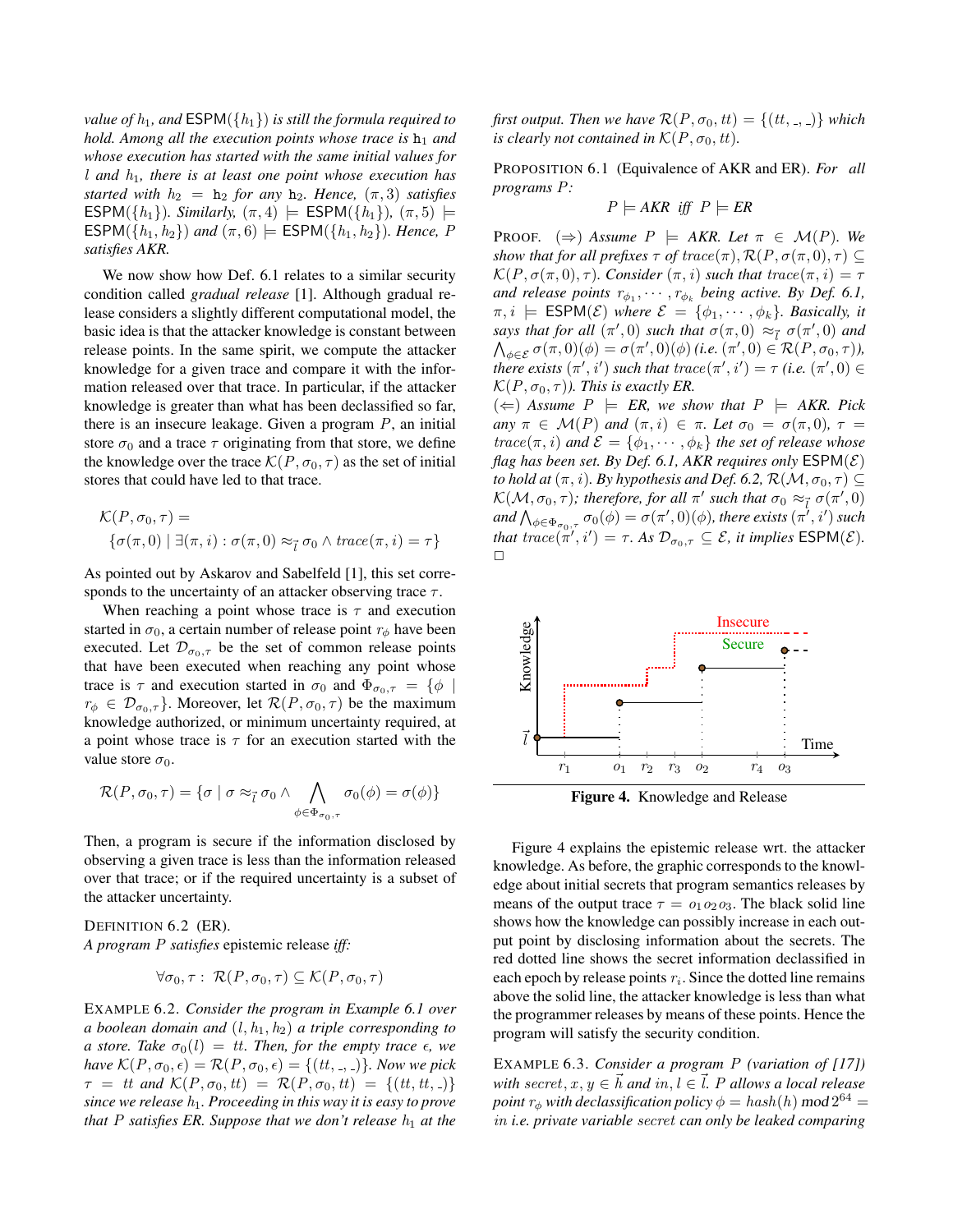*value of $h_1$, and $\mathsf{ESPM}(\{h_1\})$ is still the formula required to hold. Among all the execution points whose trace is $\mathtt{h}_1$ and whose execution has started with the same initial values for $l$ and $h_1$, there is at least one point whose execution has started with $h_2 = \mathtt{h}_2$ for any $\mathtt{h}_2$. Hence, $(\pi, 3)$ satisfies $\mathsf{ESPM}(\{h_1\})$. Similarly, $(\pi, 4) \models \mathsf{ESPM}(\{h_1\})$, $(\pi, 5) \models \mathsf{ESPM}(\{h_1, h_2\})$ and $(\pi, 6) \models \mathsf{ESPM}(\{h_1, h_2\})$. Hence, $P$ satisfies AKR.*

We now show how Def. 6.1 relates to a similar security condition called *gradual release* [1]. Although gradual release considers a slightly different computational model, the basic idea is that the attacker knowledge is constant between release points. In the same spirit, we compute the attacker knowledge for a given trace and compare it with the information released over that trace. In particular, if the attacker knowledge is greater than what has been declassified so far, there is an insecure leakage. Given a program $P$, an initial store $\sigma_0$ and a trace $\tau$ originating from that store, we define the knowledge over the trace $\mathcal{K}(P, \sigma_0, \tau)$ as the set of initial stores that could have led to that trace.

$$\mathcal{K}(P, \sigma_0, \tau) = \{\sigma(\pi, 0) \mid \exists (\pi, i) : \sigma(\pi, 0) \approx_{\vec{l}} \sigma_0 \wedge trace(\pi, i) = \tau\}$$

As pointed out by Askarov and Sabelfeld [1], this set corresponds to the uncertainty of an attacker observing trace $\tau$.

When reaching a point whose trace is $\tau$ and execution started in $\sigma_0$, a certain number of release point $r_\phi$ have been executed. Let $\mathcal{D}_{\sigma_0,\tau}$ be the set of common release points that have been executed when reaching any point whose trace is $\tau$ and execution started in $\sigma_0$ and $\Phi_{\sigma_0,\tau} = \{\phi \mid r_\phi \in \mathcal{D}_{\sigma_0,\tau}\}$. Moreover, let $\mathcal{R}(P, \sigma_0, \tau)$ be the maximum knowledge authorized, or minimum uncertainty required, at a point whose trace is $\tau$ for an execution started with the value store $\sigma_0$.

$$\mathcal{R}(P, \sigma_0, \tau) = \{\sigma \mid \sigma \approx_{\vec{l}} \sigma_0 \wedge \bigwedge_{\phi \in \Phi_{\sigma_0,\tau}} \sigma_0(\phi) = \sigma(\phi)\}$$

Then, a program is secure if the information disclosed by observing a given trace is less than the information released over that trace; or if the required uncertainty is a subset of the attacker uncertainty.

DEFINITION 6.2 (ER).
*A program $P$ satisfies* epistemic release *iff:*

$$\forall \sigma_0, \tau : \mathcal{R}(P, \sigma_0, \tau) \subseteq \mathcal{K}(P, \sigma_0, \tau)$$

EXAMPLE 6.2. *Consider the program in Example 6.1 over a boolean domain and $(l, h_1, h_2)$ a triple corresponding to a store. Take $\sigma_0(l) = tt$. Then, for the empty trace $\epsilon$, we have $\mathcal{K}(P, \sigma_0, \epsilon) = \mathcal{R}(P, \sigma_0, \epsilon) = \{(tt, \_, \_)\}$. Now we pick $\tau = tt$ and $\mathcal{K}(P, \sigma_0, tt) = \mathcal{R}(P, \sigma_0, tt) = \{(tt, tt, \_)\}$ since we release $h_1$. Proceeding in this way it is easy to prove that $P$ satisfies ER. Suppose that we don't release $h_1$ at the first output. Then we have $\mathcal{R}(P, \sigma_0, tt) = \{(tt, \_, \_)\}$ which is clearly not contained in $\mathcal{K}(P, \sigma_0, tt)$.*

PROPOSITION 6.1 (Equivalence of AKR and ER). *For all programs $P$:*

$$P \models AKR \text{ iff } P \models ER$$

PROOF. *($\Rightarrow$) Assume $P \models AKR$. Let $\pi \in \mathcal{M}(P)$. We show that for all prefixes $\tau$ of $trace(\pi)$, $\mathcal{R}(P, \sigma(\pi, 0), \tau) \subseteq \mathcal{K}(P, \sigma(\pi, 0), \tau)$. Consider $(\pi, i)$ such that $trace(\pi, i) = \tau$ and release points $r_{\phi_1}, \cdots, r_{\phi_k}$ being active. By Def. 6.1, $\pi, i \models \mathsf{ESPM}(\mathcal{E})$ where $\mathcal{E} = \{\phi_1, \cdots, \phi_k\}$. Basically, it says that for all $(\pi', 0)$ such that $\sigma(\pi, 0) \approx_{\vec{l}} \sigma(\pi', 0)$ and $\bigwedge_{\phi \in \mathcal{E}} \sigma(\pi, 0)(\phi) = \sigma(\pi', 0)(\phi)$ (i.e. $(\pi', 0) \in \mathcal{R}(P, \sigma_0, \tau)$), there exists $(\pi', i')$ such that $trace(\pi', i') = \tau$ (i.e. $(\pi', 0) \in \mathcal{K}(P, \sigma_0, \tau)$). This is exactly ER.*
*($\Leftarrow$) Assume $P \models ER$, we show that $P \models AKR$. Pick any $\pi \in \mathcal{M}(P)$ and $(\pi, i) \in \pi$. Let $\sigma_0 = \sigma(\pi, 0)$, $\tau = trace(\pi, i)$ and $\mathcal{E} = \{\phi_1, \cdots, \phi_k\}$ the set of release whose flag has been set. By Def. 6.1, AKR requires only $\mathsf{ESPM}(\mathcal{E})$ to hold at $(\pi, i)$. By hypothesis and Def. 6.2, $\mathcal{R}(\mathcal{M}, \sigma_0, \tau) \subseteq \mathcal{K}(\mathcal{M}, \sigma_0, \tau)$; therefore, for all $\pi'$ such that $\sigma_0 \approx_{\vec{l}} \sigma(\pi', 0)$ and $\bigwedge_{\phi \in \Phi_{\sigma_0,\tau}} \sigma_0(\phi) = \sigma(\pi', 0)(\phi)$, there exists $(\pi', i')$ such that $trace(\pi', i') = \tau$. As $\mathcal{D}_{\sigma_0,\tau} \subseteq \mathcal{E}$, it implies $\mathsf{ESPM}(\mathcal{E})$.* $\square$

**Figure 4.** Knowledge and Release

Figure 4 explains the epistemic release wrt. the attacker knowledge. As before, the graphic corresponds to the knowledge about initial secrets that program semantics releases by means of the output trace $\tau = o_1 o_2 o_3$. The black solid line shows how the knowledge can possibly increase in each output point by disclosing information about the secrets. The red dotted line shows the secret information declassified in each epoch by release points $r_i$. Since the dotted line remains above the solid line, the attacker knowledge is less than what the programmer releases by means of these points. Hence the program will satisfy the security condition.

EXAMPLE 6.3. *Consider a program $P$ (variation of [17]) with $secret, x, y \in \vec{h}$ and $in, l \in \vec{l}$. $P$ allows a local release point $r_\phi$ with declassification policy $\phi = hash(h) \bmod 2^{64} = in$ i.e. private variable $secret$ can only be leaked comparing*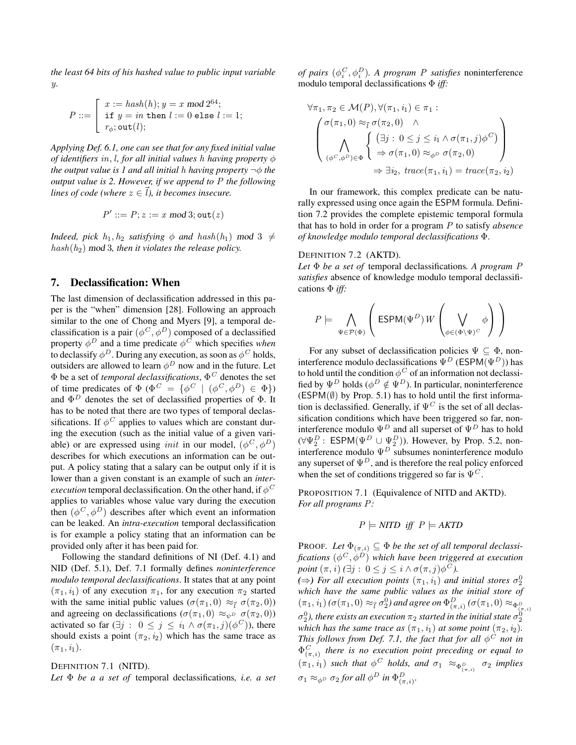*the least 64 bits of his hashed value to public input variable $y$.*

$$P ::= \left[\begin{array}{l} x := hash(h); y = x \bmod 2^{64}; \\ \texttt{if } y = in \texttt{ then } l := 0 \texttt{ else } l := 1; \\ r_\phi; \texttt{out}(l); \end{array}\right.$$

*Applying Def. 6.1, one can see that for any fixed initial value of identifiers $in$, $l$, for all initial values $h$ having property $\phi$ the output value is 1 and all initial $h$ having property $\neg\phi$ the output value is 2. However, if we append to $P$ the following lines of code (where $z \in \bar{l}$), it becomes insecure.*

$$P' ::= P; z := x \bmod 3; \texttt{out}(z)$$

*Indeed, pick $h_1, h_2$ satisfying $\phi$ and $hash(h_1) \bmod 3 \neq hash(h_2) \bmod 3$, then it violates the release policy.*

## 7. Declassification: When

The last dimension of declassification addressed in this paper is the "when" dimension [28]. Following an approach similar to the one of Chong and Myers [9], a temporal declassification is a pair $(\phi^C, \phi^D)$ composed of a declassified property $\phi^D$ and a time predicate $\phi^C$ which specifies *when* to declassify $\phi^D$. During any execution, as soon as $\phi^C$ holds, outsiders are allowed to learn $\phi^D$ now and in the future. Let $\Phi$ be a set of *temporal declassifications*, $\Phi^C$ denotes the set of time predicates of $\Phi$ ($\Phi^C = \{\phi^C \mid (\phi^C, \phi^D) \in \Phi\}$) and $\Phi^D$ denotes the set of declassified properties of $\Phi$. It has to be noted that there are two types of temporal declassifications. If $\phi^C$ applies to values which are constant during the execution (such as the initial value of a given variable) or are expressed using $init$ in our model, $(\phi^C, \phi^D)$ describes for which executions an information can be output. A policy stating that a salary can be output only if it is lower than a given constant is an example of such an *inter-execution* temporal declassification. On the other hand, if $\phi^C$ applies to variables whose value vary during the execution then $(\phi^C, \phi^D)$ describes after which event an information can be leaked. An *intra-execution* temporal declassification is for example a policy stating that an information can be provided only after it has been paid for.

Following the standard definitions of NI (Def. 4.1) and NID (Def. 5.1), Def. 7.1 formally defines *noninterference modulo temporal declassifications*. It states that at any point $(\pi_1, i_1)$ of any execution $\pi_1$, for any execution $\pi_2$ started with the same initial public values ($\sigma(\pi_1, 0) \approx_{\bar{l}} \sigma(\pi_2, 0)$) and agreeing on declassifications ($\sigma(\pi_1, 0) \approx_{\psi^D} \sigma(\pi_2, 0)$) activated so far ($\exists j : 0 \leq j \leq i_1 \wedge \sigma(\pi_1, j)(\phi^C)$), there should exists a point $(\pi_2, i_2)$ which has the same trace as $(\pi_1, i_1)$.

DEFINITION 7.1 (NITD).
*Let $\Phi$ be a a set of* temporal declassifications*, i.e. a set of pairs $(\phi_i^C, \phi_i^D)$. A program $P$ satisfies* noninterference modulo temporal declassifications $\Phi$ *iff:*

$$\forall \pi_1, \pi_2 \in \mathcal{M}(P), \forall (\pi_1, i_1) \in \pi_1 :$$
$$\left( \begin{array}{l} \sigma(\pi_1, 0) \approx_{\bar{l}} \sigma(\pi_2, 0) \quad \wedge \\ \displaystyle\bigwedge_{(\phi^C, \phi^D) \in \Phi} \left\{ \begin{array}{l} (\exists j : 0 \leq j \leq i_1 \wedge \sigma(\pi_1, j)\phi^C) \\ \Rightarrow \sigma(\pi_1, 0) \approx_{\phi^D} \sigma(\pi_2, 0) \end{array} \right. \end{array} \right)$$
$$\Rightarrow \exists i_2,\ trace(\pi_1, i_1) = trace(\pi_2, i_2)$$

In our framework, this complex predicate can be naturally expressed using once again the ESPM formula. Definition 7.2 provides the complete epistemic temporal formula that has to hold in order for a program $P$ to satisfy *absence of knowledge modulo temporal declassifications* $\Phi$.

DEFINITION 7.2 (AKTD).
*Let $\Phi$ be a set of* temporal declassifications*. A program $P$ satisfies* absence of knowledge modulo temporal declassifications $\Phi$ *iff:*

$$P \models \bigwedge_{\Psi \in \mathcal{P}(\Phi)} \left( \mathsf{ESPM}(\Psi^D)\, W \left( \bigvee_{\phi \in (\Phi \setminus \Psi)^C} \phi \right) \right)$$

For any subset of declassification policies $\Psi \subseteq \Phi$, noninterference modulo declassifications $\Psi^D$ ($\mathsf{ESPM}(\Psi^D)$) has to hold until the condition $\phi^C$ of an information not declassified by $\Psi^D$ holds ($\phi^D \notin \Psi^D$). In particular, noninterference ($\mathsf{ESPM}(\emptyset)$ by Prop. 5.1) has to hold until the first information is declassified. Generally, if $\Psi^C$ is the set of all declassification conditions which have been triggered so far, noninterference modulo $\Psi^D$ and all superset of $\Psi^D$ has to hold ($\forall \Psi_2^D :\ \mathsf{ESPM}(\Psi^D \cup \Psi_2^D)$). However, by Prop. 5.2, noninterference modulo $\Psi^D$ subsumes noninterference modulo any superset of $\Psi^D$, and is therefore the real policy enforced when the set of conditions triggered so far is $\Psi^C$.

PROPOSITION 7.1 (Equivalence of NITD and AKTD).
*For all programs $P$:*

$$P \models \textit{NITD} \text{ iff } P \models \textit{AKTD}$$

PROOF. *Let $\Phi_{(\pi,i)} \subseteq \Phi$ be the set of all temporal declassifications $(\phi^C, \phi^D)$ which have been triggered at execution point $(\pi, i)$ ($\exists j : 0 \leq j \leq i \wedge \sigma(\pi, j)\phi^C$).*
*($\Rightarrow$) For all execution points $(\pi_1, i_1)$ and initial stores $\sigma_2^0$ which have the same public values as the initial store of $(\pi_1, i_1)$ ($\sigma(\pi_1, 0) \approx_{\bar{l}} \sigma_2^0$) and agree on $\Phi^D_{(\pi,i)}$ ($\sigma(\pi_1, 0) \approx_{\Phi^D_{(\pi,i)}} \sigma_2^0$), there exists an execution $\pi_2$ started in the initial state $\sigma_2^0$ which has the same trace as $(\pi_1, i_1)$ at some point $(\pi_2, i_2)$. This follows from Def. 7.1, the fact that for all $\phi^C$ not in $\Phi^C_{(\pi,i)}$ there is no execution point preceding or equal to $(\pi_1, i_1)$ such that $\phi^C$ holds, and $\sigma_1 \approx_{\Phi^D_{(\pi,i)}} \sigma_2$ implies $\sigma_1 \approx_{\phi^D} \sigma_2$ for all $\phi^D$ in $\Phi^D_{(\pi,i)}$.*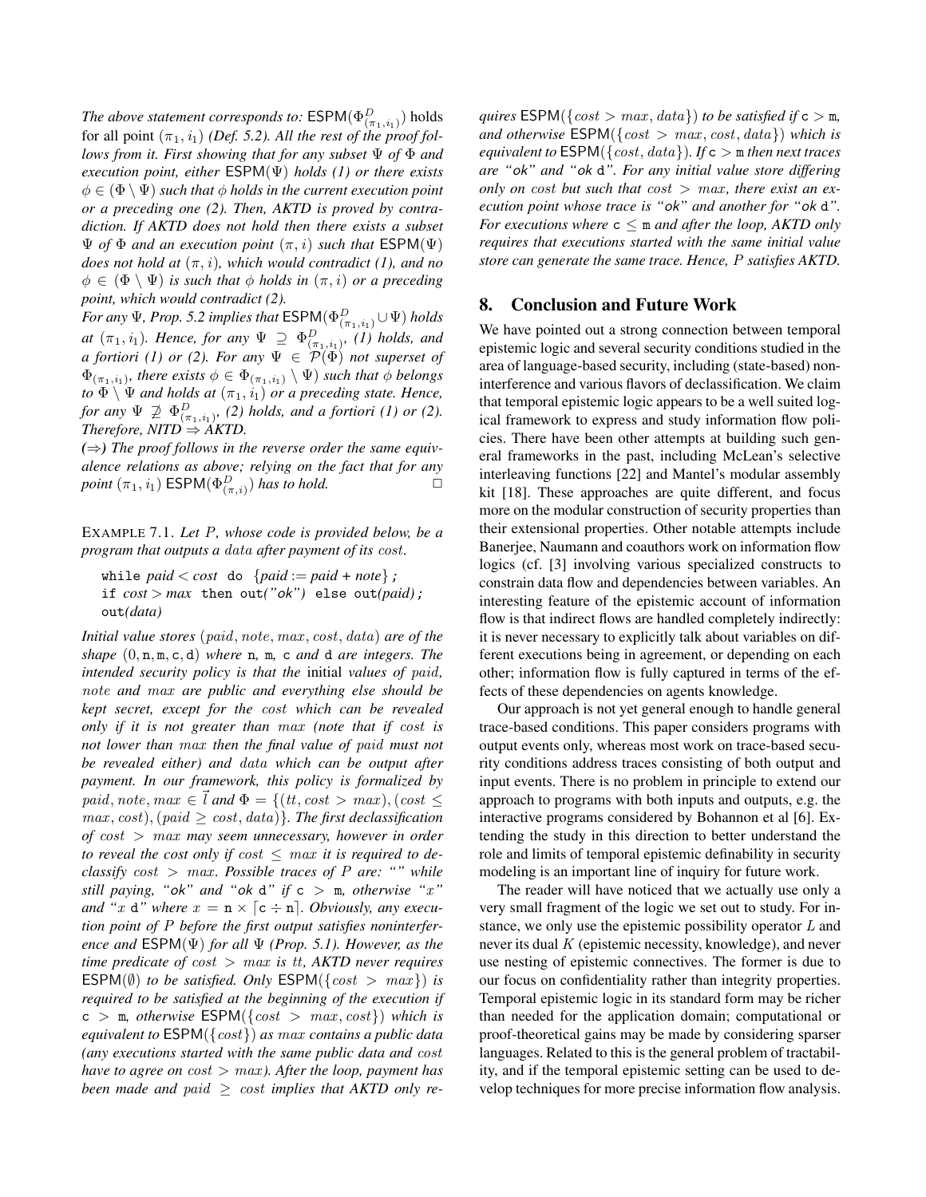*The above statement corresponds to:* $\mathsf{ESPM}(\Phi^D_{(\pi_1,i_1)})$ holds for all point $(\pi_1, i_1)$ *(Def. 5.2). All the rest of the proof follows from it. First showing that for any subset* $\Psi$ *of* $\Phi$ *and execution point, either* $\mathsf{ESPM}(\Psi)$ *holds (1) or there exists* $\phi \in (\Phi \setminus \Psi)$ *such that* $\phi$ *holds in the current execution point or a preceding one (2). Then, AKTD is proved by contradiction. If AKTD does not hold then there exists a subset* $\Psi$ *of* $\Phi$ *and an execution point* $(\pi, i)$ *such that* $\mathsf{ESPM}(\Psi)$ *does not hold at* $(\pi, i)$*, which would contradict (1), and no* $\phi \in (\Phi \setminus \Psi)$ *is such that* $\phi$ *holds in* $(\pi, i)$ *or a preceding point, which would contradict (2).*

*For any* $\Psi$*, Prop. 5.2 implies that* $\mathsf{ESPM}(\Phi^D_{(\pi_1,i_1)} \cup \Psi)$ *holds at* $(\pi_1, i_1)$*. Hence, for any* $\Psi \supseteq \Phi^D_{(\pi_1,i_1)}$*, (1) holds, and a fortiori (1) or (2). For any* $\Psi \in \mathcal{P}(\Phi)$ *not superset of* $\Phi_{(\pi_1,i_1)}$*, there exists* $\phi \in \Phi_{(\pi_1,i_1)} \setminus \Psi)$ *such that* $\phi$ *belongs to* $\Phi \setminus \Psi$ *and holds at* $(\pi_1, i_1)$ *or a preceding state. Hence, for any* $\Psi \not\supseteq \Phi^D_{(\pi_1,i_1)}$*, (2) holds, and a fortiori (1) or (2). Therefore, NITD* $\Rightarrow$ *AKTD.*

*(*$\Rightarrow$*) The proof follows in the reverse order the same equivalence relations as above; relying on the fact that for any point* $(\pi_1, i_1)$ $\mathsf{ESPM}(\Phi^D_{(\pi,i)})$ *has to hold.* □

EXAMPLE 7.1. *Let* $P$*, whose code is provided below, be a program that outputs a* $data$ *after payment of its* $cost$*.*

```
while paid < cost do {paid := paid + note};
if cost > max then out("ok") else out(paid);
out(data)
```

*Initial value stores* $(paid, note, max, cost, data)$ *are of the shape* $(0, \mathtt{n}, \mathtt{m}, \mathtt{c}, \mathtt{d})$ *where* n*,* m*,* c *and* d *are integers. The intended security policy is that the* initial *values of* $paid$*,* $note$ *and* $max$ *are public and everything else should be kept secret, except for the* $cost$ *which can be revealed only if it is not greater than* $max$ *(note that if* $cost$ *is not lower than* $max$ *then the final value of* $paid$ *must not be revealed either) and* $data$ *which can be output after payment. In our framework, this policy is formalized by* $paid, note, max \in \vec{l}$ *and* $\Phi = \{(tt, cost > max), (cost \leq max, cost), (paid \geq cost, data)\}$*. The first declassification of* $cost > max$ *may seem unnecessary, however in order to reveal the cost only if* $cost \leq max$ *it is required to declassify* $cost > max$*. Possible traces of* $P$ *are: "" while still paying, "ok" and "ok* d*" if* $\mathtt{c} > \mathtt{m}$*, otherwise "*$x$*" and "*$x$ d*" where* $x = \mathtt{n} \times \lceil \mathtt{c} \div \mathtt{n} \rceil$*. Obviously, any execution point of* $P$ *before the first output satisfies noninterference and* $\mathsf{ESPM}(\Psi)$ *for all* $\Psi$ *(Prop. 5.1). However, as the time predicate of* $cost > max$ *is* $tt$*, AKTD never requires* $\mathsf{ESPM}(\emptyset)$ *to be satisfied. Only* $\mathsf{ESPM}(\{cost > max\})$ *is required to be satisfied at the beginning of the execution if* $\mathtt{c} > \mathtt{m}$*, otherwise* $\mathsf{ESPM}(\{cost > max, cost\})$ *which is equivalent to* $\mathsf{ESPM}(\{cost\})$ *as* $max$ *contains a public data (any executions started with the same public data and* $cost$ *have to agree on* $cost > max$*). After the loop, payment has been made and* $paid \geq cost$ *implies that AKTD only requires* $\mathsf{ESPM}(\{cost > max, data\})$ *to be satisfied if* $\mathtt{c} > \mathtt{m}$*, and otherwise* $\mathsf{ESPM}(\{cost > max, cost, data\})$ *which is equivalent to* $\mathsf{ESPM}(\{cost, data\})$*. If* $\mathtt{c} > \mathtt{m}$ *then next traces are "ok" and "ok* d*". For any initial value store differing only on* $cost$ *but such that* $cost > max$*, there exist an execution point whose trace is "ok" and another for "ok* d*". For executions where* $\mathtt{c} \leq \mathtt{m}$ *and after the loop, AKTD only requires that executions started with the same initial value store can generate the same trace. Hence,* $P$ *satisfies AKTD.*

## 8. Conclusion and Future Work

We have pointed out a strong connection between temporal epistemic logic and several security conditions studied in the area of language-based security, including (state-based) noninterference and various flavors of declassification. We claim that temporal epistemic logic appears to be a well suited logical framework to express and study information flow policies. There have been other attempts at building such general frameworks in the past, including McLean's selective interleaving functions [22] and Mantel's modular assembly kit [18]. These approaches are quite different, and focus more on the modular construction of security properties than their extensional properties. Other notable attempts include Banerjee, Naumann and coauthors work on information flow logics (cf. [3] involving various specialized constructs to constrain data flow and dependencies between variables. An interesting feature of the epistemic account of information flow is that indirect flows are handled completely indirectly: it is never necessary to explicitly talk about variables on different executions being in agreement, or depending on each other; information flow is fully captured in terms of the effects of these dependencies on agents knowledge.

Our approach is not yet general enough to handle general trace-based conditions. This paper considers programs with output events only, whereas most work on trace-based security conditions address traces consisting of both output and input events. There is no problem in principle to extend our approach to programs with both inputs and outputs, e.g. the interactive programs considered by Bohannon et al [6]. Extending the study in this direction to better understand the role and limits of temporal epistemic definability in security modeling is an important line of inquiry for future work.

The reader will have noticed that we actually use only a very small fragment of the logic we set out to study. For instance, we only use the epistemic possibility operator $L$ and never its dual $K$ (epistemic necessity, knowledge), and never use nesting of epistemic connectives. The former is due to our focus on confidentiality rather than integrity properties. Temporal epistemic logic in its standard form may be richer than needed for the application domain; computational or proof-theoretical gains may be made by considering sparser languages. Related to this is the general problem of tractability, and if the temporal epistemic setting can be used to develop techniques for more precise information flow analysis.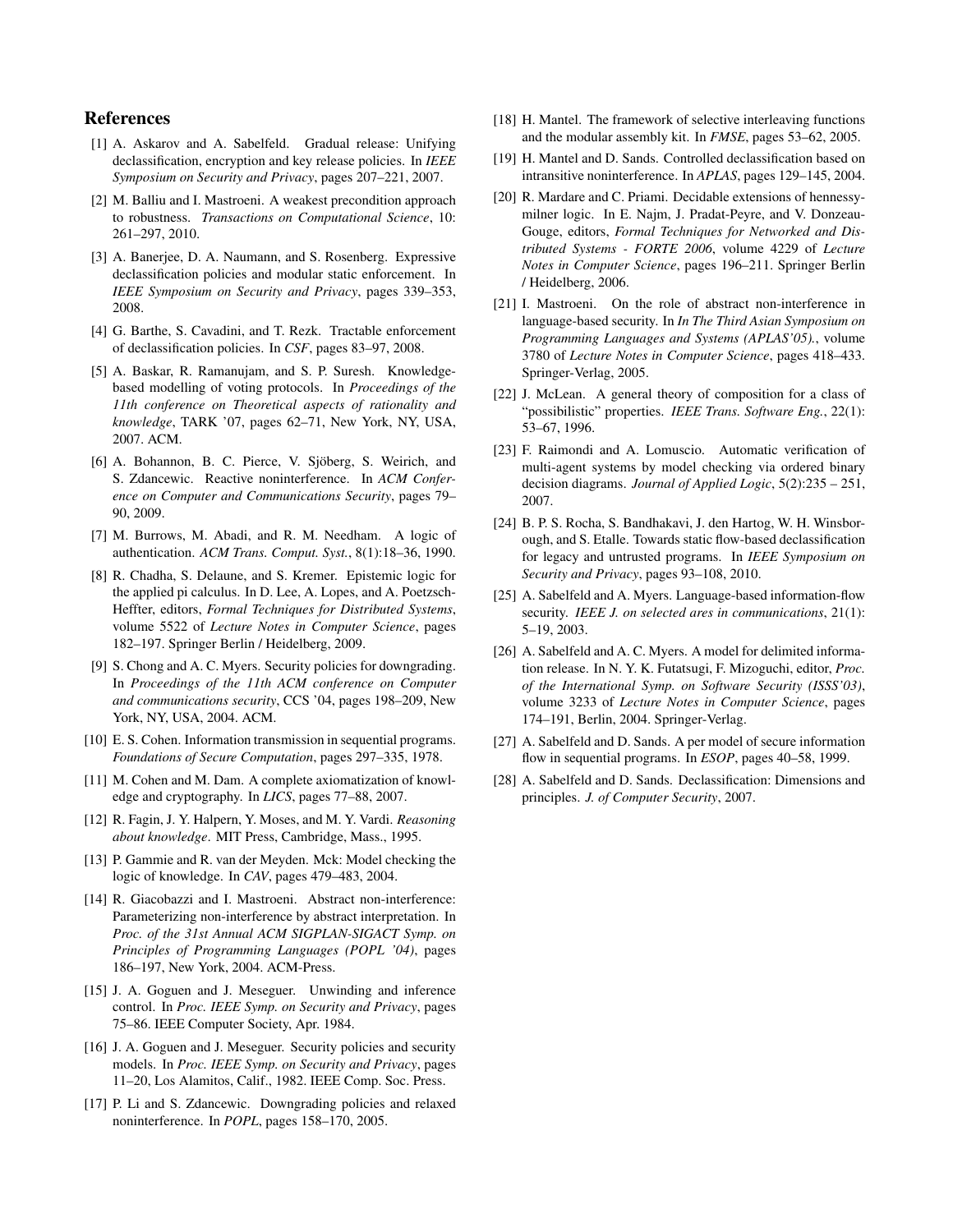## References

[1] A. Askarov and A. Sabelfeld. Gradual release: Unifying declassification, encryption and key release policies. In *IEEE Symposium on Security and Privacy*, pages 207–221, 2007.

[2] M. Balliu and I. Mastroeni. A weakest precondition approach to robustness. *Transactions on Computational Science*, 10: 261–297, 2010.

[3] A. Banerjee, D. A. Naumann, and S. Rosenberg. Expressive declassification policies and modular static enforcement. In *IEEE Symposium on Security and Privacy*, pages 339–353, 2008.

[4] G. Barthe, S. Cavadini, and T. Rezk. Tractable enforcement of declassification policies. In *CSF*, pages 83–97, 2008.

[5] A. Baskar, R. Ramanujam, and S. P. Suresh. Knowledge-based modelling of voting protocols. In *Proceedings of the 11th conference on Theoretical aspects of rationality and knowledge*, TARK '07, pages 62–71, New York, NY, USA, 2007. ACM.

[6] A. Bohannon, B. C. Pierce, V. Sjöberg, S. Weirich, and S. Zdancewic. Reactive noninterference. In *ACM Conference on Computer and Communications Security*, pages 79–90, 2009.

[7] M. Burrows, M. Abadi, and R. M. Needham. A logic of authentication. *ACM Trans. Comput. Syst.*, 8(1):18–36, 1990.

[8] R. Chadha, S. Delaune, and S. Kremer. Epistemic logic for the applied pi calculus. In D. Lee, A. Lopes, and A. Poetzsch-Heffter, editors, *Formal Techniques for Distributed Systems*, volume 5522 of *Lecture Notes in Computer Science*, pages 182–197. Springer Berlin / Heidelberg, 2009.

[9] S. Chong and A. C. Myers. Security policies for downgrading. In *Proceedings of the 11th ACM conference on Computer and communications security*, CCS '04, pages 198–209, New York, NY, USA, 2004. ACM.

[10] E. S. Cohen. Information transmission in sequential programs. *Foundations of Secure Computation*, pages 297–335, 1978.

[11] M. Cohen and M. Dam. A complete axiomatization of knowledge and cryptography. In *LICS*, pages 77–88, 2007.

[12] R. Fagin, J. Y. Halpern, Y. Moses, and M. Y. Vardi. *Reasoning about knowledge*. MIT Press, Cambridge, Mass., 1995.

[13] P. Gammie and R. van der Meyden. Mck: Model checking the logic of knowledge. In *CAV*, pages 479–483, 2004.

[14] R. Giacobazzi and I. Mastroeni. Abstract non-interference: Parameterizing non-interference by abstract interpretation. In *Proc. of the 31st Annual ACM SIGPLAN-SIGACT Symp. on Principles of Programming Languages (POPL '04)*, pages 186–197, New York, NY, 2004. ACM-Press.

[15] J. A. Goguen and J. Meseguer. Unwinding and inference control. In *Proc. IEEE Symp. on Security and Privacy*, pages 75–86. IEEE Computer Society, Apr. 1984.

[16] J. A. Goguen and J. Meseguer. Security policies and security models. In *Proc. IEEE Symp. on Security and Privacy*, pages 11–20, Los Alamitos, Calif., 1982. IEEE Comp. Soc. Press.

[17] P. Li and S. Zdancewic. Downgrading policies and relaxed noninterference. In *POPL*, pages 158–170, 2005.

[18] H. Mantel. The framework of selective interleaving functions and the modular assembly kit. In *FMSE*, pages 53–62, 2005.

[19] H. Mantel and D. Sands. Controlled declassification based on intransitive noninterference. In *APLAS*, pages 129–145, 2004.

[20] R. Mardare and C. Priami. Decidable extensions of hennessy-milner logic. In E. Najm, J. Pradat-Peyre, and V. Donzeau-Gouge, editors, *Formal Techniques for Networked and Distributed Systems - FORTE 2006*, volume 4229 of *Lecture Notes in Computer Science*, pages 196–211. Springer Berlin / Heidelberg, 2006.

[21] I. Mastroeni. On the role of abstract non-interference in language-based security. In *In The Third Asian Symposium on Programming Languages and Systems (APLAS'05).*, volume 3780 of *Lecture Notes in Computer Science*, pages 418–433. Springer-Verlag, 2005.

[22] J. McLean. A general theory of composition for a class of "possibilistic" properties. *IEEE Trans. Software Eng.*, 22(1): 53–67, 1996.

[23] F. Raimondi and A. Lomuscio. Automatic verification of multi-agent systems by model checking via ordered binary decision diagrams. *Journal of Applied Logic*, 5(2):235 – 251, 2007.

[24] B. P. S. Rocha, S. Bandhakavi, J. den Hartog, W. H. Winsborough, and S. Etalle. Towards static flow-based declassification for legacy and untrusted programs. In *IEEE Symposium on Security and Privacy*, pages 93–108, 2010.

[25] A. Sabelfeld and A. Myers. Language-based information-flow security. *IEEE J. on selected ares in communications*, 21(1): 5–19, 2003.

[26] A. Sabelfeld and A. C. Myers. A model for delimited information release. In N. Y. K. Futatsugi, F. Mizoguchi, editor, *Proc. of the International Symp. on Software Security (ISSS'03)*, volume 3233 of *Lecture Notes in Computer Science*, pages 174–191, Berlin, 2004. Springer-Verlag.

[27] A. Sabelfeld and D. Sands. A per model of secure information flow in sequential programs. In *ESOP*, pages 40–58, 1999.

[28] A. Sabelfeld and D. Sands. Declassification: Dimensions and principles. *J. of Computer Security*, 2007.